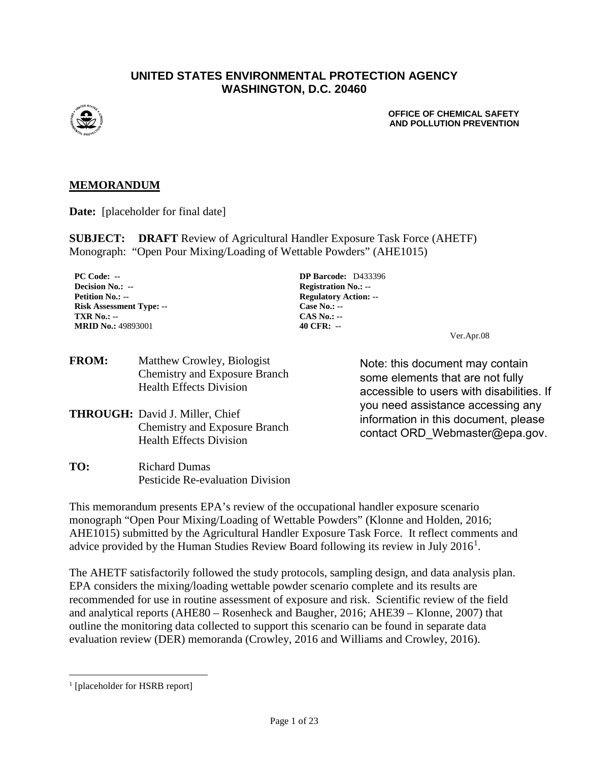**UNITED STATES ENVIRONMENTAL PROTECTION AGENCY**
**WASHINGTON, D.C. 20460**

**OFFICE OF CHEMICAL SAFETY AND POLLUTION PREVENTION**

## MEMORANDUM

**Date:** [placeholder for final date]

**SUBJECT:** **DRAFT** Review of Agricultural Handler Exposure Task Force (AHETF) Monograph: "Open Pour Mixing/Loading of Wettable Powders" (AHE1015)

| | |
|---|---|
| **PC Code:** -- | **DP Barcode:** D433396 |
| **Decision No.:** -- | **Registration No.:** -- |
| **Petition No.:** -- | **Regulatory Action:** -- |
| **Risk Assessment Type:** -- | **Case No.:** -- |
| **TXR No.:** -- | **CAS No.:** -- |
| **MRID No.:** 49893001 | **40 CFR:** -- |

Ver.Apr.08

**FROM:** Matthew Crowley, Biologist
Chemistry and Exposure Branch
Health Effects Division

**THROUGH:** David J. Miller, Chief
Chemistry and Exposure Branch
Health Effects Division

**TO:** Richard Dumas
Pesticide Re-evaluation Division

Note: this document may contain some elements that are not fully accessible to users with disabilities. If you need assistance accessing any information in this document, please contact ORD_Webmaster@epa.gov.

This memorandum presents EPA's review of the occupational handler exposure scenario monograph "Open Pour Mixing/Loading of Wettable Powders" (Klonne and Holden, 2016; AHE1015) submitted by the Agricultural Handler Exposure Task Force. It reflect comments and advice provided by the Human Studies Review Board following its review in July 2016[1].

The AHETF satisfactorily followed the study protocols, sampling design, and data analysis plan. EPA considers the mixing/loading wettable powder scenario complete and its results are recommended for use in routine assessment of exposure and risk. Scientific review of the field and analytical reports (AHE80 – Rosenheck and Baugher, 2016; AHE39 – Klonne, 2007) that outline the monitoring data collected to support this scenario can be found in separate data evaluation review (DER) memoranda (Crowley, 2016 and Williams and Crowley, 2016).

[1] [placeholder for HSRB report]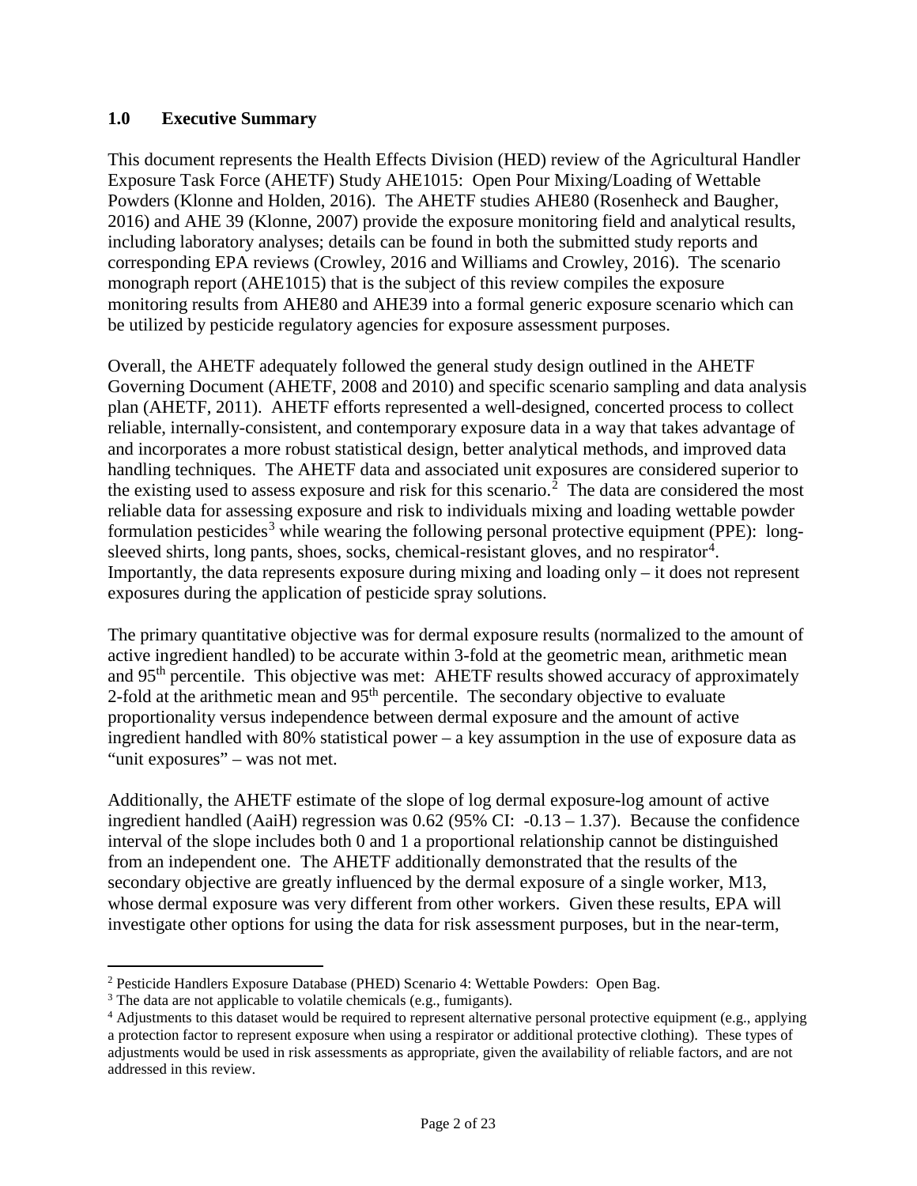## 1.0 Executive Summary

This document represents the Health Effects Division (HED) review of the Agricultural Handler Exposure Task Force (AHETF) Study AHE1015: Open Pour Mixing/Loading of Wettable Powders (Klonne and Holden, 2016). The AHETF studies AHE80 (Rosenheck and Baugher, 2016) and AHE 39 (Klonne, 2007) provide the exposure monitoring field and analytical results, including laboratory analyses; details can be found in both the submitted study reports and corresponding EPA reviews (Crowley, 2016 and Williams and Crowley, 2016). The scenario monograph report (AHE1015) that is the subject of this review compiles the exposure monitoring results from AHE80 and AHE39 into a formal generic exposure scenario which can be utilized by pesticide regulatory agencies for exposure assessment purposes.

Overall, the AHETF adequately followed the general study design outlined in the AHETF Governing Document (AHETF, 2008 and 2010) and specific scenario sampling and data analysis plan (AHETF, 2011). AHETF efforts represented a well-designed, concerted process to collect reliable, internally-consistent, and contemporary exposure data in a way that takes advantage of and incorporates a more robust statistical design, better analytical methods, and improved data handling techniques. The AHETF data and associated unit exposures are considered superior to the existing used to assess exposure and risk for this scenario.[2] The data are considered the most reliable data for assessing exposure and risk to individuals mixing and loading wettable powder formulation pesticides[3] while wearing the following personal protective equipment (PPE): long-sleeved shirts, long pants, shoes, socks, chemical-resistant gloves, and no respirator[4]. Importantly, the data represents exposure during mixing and loading only – it does not represent exposures during the application of pesticide spray solutions.

The primary quantitative objective was for dermal exposure results (normalized to the amount of active ingredient handled) to be accurate within 3-fold at the geometric mean, arithmetic mean and 95th percentile. This objective was met: AHETF results showed accuracy of approximately 2-fold at the arithmetic mean and 95th percentile. The secondary objective to evaluate proportionality versus independence between dermal exposure and the amount of active ingredient handled with 80% statistical power – a key assumption in the use of exposure data as "unit exposures" – was not met.

Additionally, the AHETF estimate of the slope of log dermal exposure-log amount of active ingredient handled (AaiH) regression was 0.62 (95% CI: -0.13 – 1.37). Because the confidence interval of the slope includes both 0 and 1 a proportional relationship cannot be distinguished from an independent one. The AHETF additionally demonstrated that the results of the secondary objective are greatly influenced by the dermal exposure of a single worker, M13, whose dermal exposure was very different from other workers. Given these results, EPA will investigate other options for using the data for risk assessment purposes, but in the near-term,

---

[2] Pesticide Handlers Exposure Database (PHED) Scenario 4: Wettable Powders: Open Bag.

[3] The data are not applicable to volatile chemicals (e.g., fumigants).

[4] Adjustments to this dataset would be required to represent alternative personal protective equipment (e.g., applying a protection factor to represent exposure when using a respirator or additional protective clothing). These types of adjustments would be used in risk assessments as appropriate, given the availability of reliable factors, and are not addressed in this review.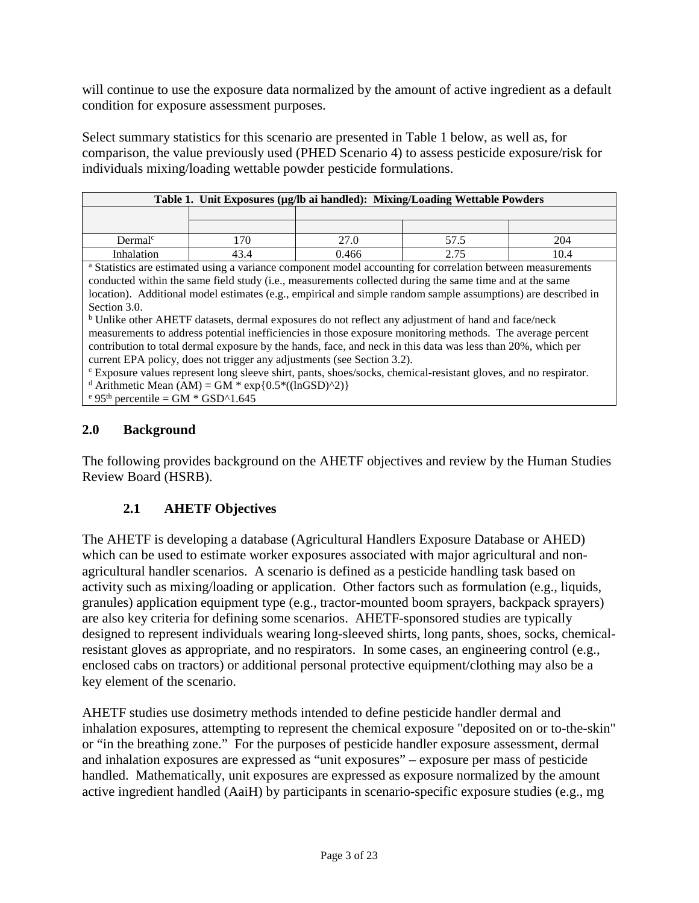will continue to use the exposure data normalized by the amount of active ingredient as a default condition for exposure assessment purposes.

Select summary statistics for this scenario are presented in Table 1 below, as well as, for comparison, the value previously used (PHED Scenario 4) to assess pesticide exposure/risk for individuals mixing/loading wettable powder pesticide formulations.

| Table 1. Unit Exposures (μg/lb ai handled): Mixing/Loading Wettable Powders | | | | |
|---|---|---|---|---|
| | | | | |
| | | | | |
| Dermal[c] | 170 | 27.0 | 57.5 | 204 |
| Inhalation | 43.4 | 0.466 | 2.75 | 10.4 |

[a] Statistics are estimated using a variance component model accounting for correlation between measurements conducted within the same field study (i.e., measurements collected during the same time and at the same location). Additional model estimates (e.g., empirical and simple random sample assumptions) are described in Section 3.0.
[b] Unlike other AHETF datasets, dermal exposures do not reflect any adjustment of hand and face/neck measurements to address potential inefficiencies in those exposure monitoring methods. The average percent contribution to total dermal exposure by the hands, face, and neck in this data was less than 20%, which per current EPA policy, does not trigger any adjustments (see Section 3.2).
[c] Exposure values represent long sleeve shirt, pants, shoes/socks, chemical-resistant gloves, and no respirator.
[d] Arithmetic Mean (AM) = GM * exp{0.5*((lnGSD)^2)}
[e] 95[th] percentile = GM * GSD^1.645

## 2.0 Background

The following provides background on the AHETF objectives and review by the Human Studies Review Board (HSRB).

### 2.1 AHETF Objectives

The AHETF is developing a database (Agricultural Handlers Exposure Database or AHED) which can be used to estimate worker exposures associated with major agricultural and non-agricultural handler scenarios. A scenario is defined as a pesticide handling task based on activity such as mixing/loading or application. Other factors such as formulation (e.g., liquids, granules) application equipment type (e.g., tractor-mounted boom sprayers, backpack sprayers) are also key criteria for defining some scenarios. AHETF-sponsored studies are typically designed to represent individuals wearing long-sleeved shirts, long pants, shoes, socks, chemical-resistant gloves as appropriate, and no respirators. In some cases, an engineering control (e.g., enclosed cabs on tractors) or additional personal protective equipment/clothing may also be a key element of the scenario.

AHETF studies use dosimetry methods intended to define pesticide handler dermal and inhalation exposures, attempting to represent the chemical exposure "deposited on or to-the-skin" or "in the breathing zone." For the purposes of pesticide handler exposure assessment, dermal and inhalation exposures are expressed as "unit exposures" – exposure per mass of pesticide handled. Mathematically, unit exposures are expressed as exposure normalized by the amount active ingredient handled (AaiH) by participants in scenario-specific exposure studies (e.g., mg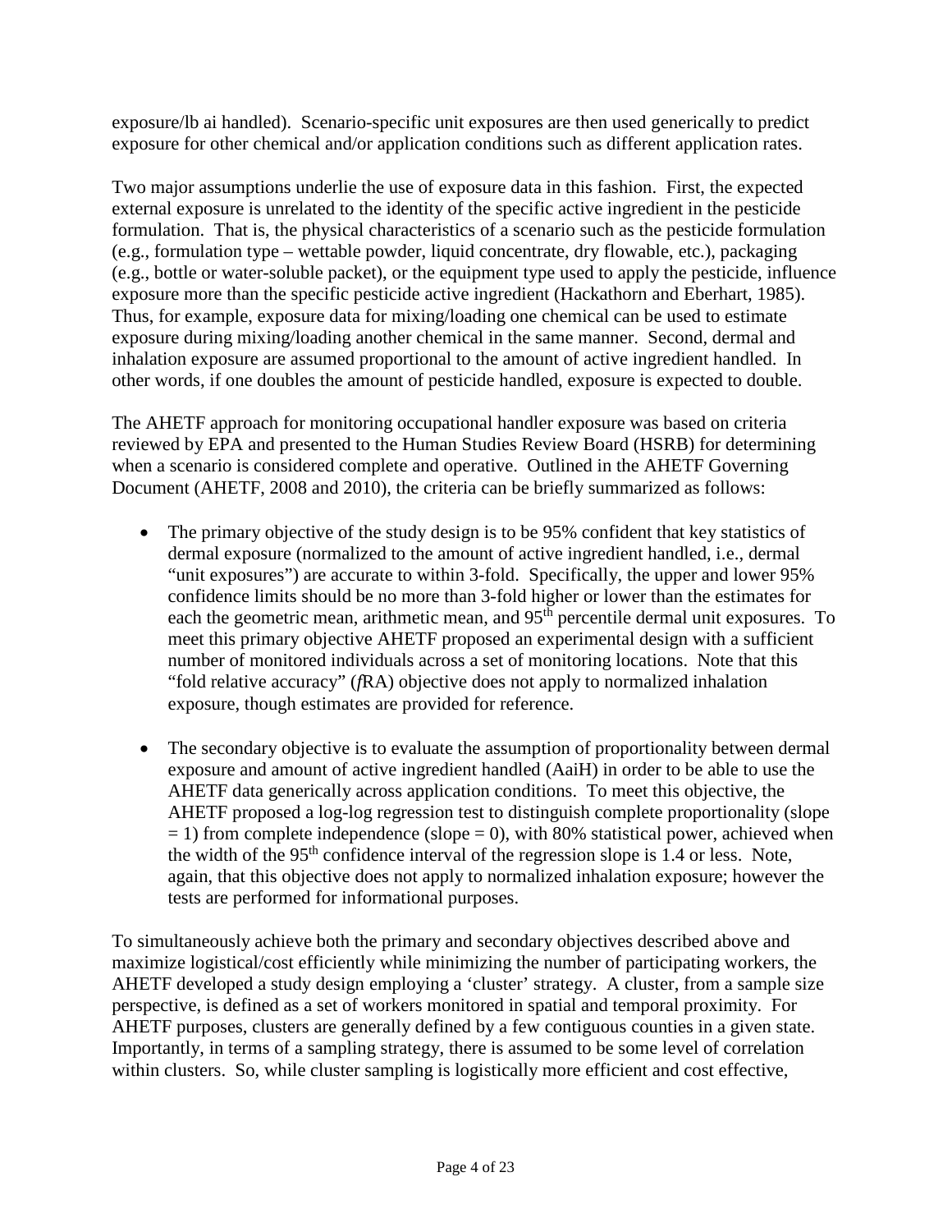exposure/lb ai handled). Scenario-specific unit exposures are then used generically to predict exposure for other chemical and/or application conditions such as different application rates.

Two major assumptions underlie the use of exposure data in this fashion. First, the expected external exposure is unrelated to the identity of the specific active ingredient in the pesticide formulation. That is, the physical characteristics of a scenario such as the pesticide formulation (e.g., formulation type – wettable powder, liquid concentrate, dry flowable, etc.), packaging (e.g., bottle or water-soluble packet), or the equipment type used to apply the pesticide, influence exposure more than the specific pesticide active ingredient (Hackathorn and Eberhart, 1985). Thus, for example, exposure data for mixing/loading one chemical can be used to estimate exposure during mixing/loading another chemical in the same manner. Second, dermal and inhalation exposure are assumed proportional to the amount of active ingredient handled. In other words, if one doubles the amount of pesticide handled, exposure is expected to double.

The AHETF approach for monitoring occupational handler exposure was based on criteria reviewed by EPA and presented to the Human Studies Review Board (HSRB) for determining when a scenario is considered complete and operative. Outlined in the AHETF Governing Document (AHETF, 2008 and 2010), the criteria can be briefly summarized as follows:

- The primary objective of the study design is to be 95% confident that key statistics of dermal exposure (normalized to the amount of active ingredient handled, i.e., dermal "unit exposures") are accurate to within 3-fold. Specifically, the upper and lower 95% confidence limits should be no more than 3-fold higher or lower than the estimates for each the geometric mean, arithmetic mean, and 95$^{th}$ percentile dermal unit exposures. To meet this primary objective AHETF proposed an experimental design with a sufficient number of monitored individuals across a set of monitoring locations. Note that this "fold relative accuracy" (*f*RA) objective does not apply to normalized inhalation exposure, though estimates are provided for reference.

- The secondary objective is to evaluate the assumption of proportionality between dermal exposure and amount of active ingredient handled (AaiH) in order to be able to use the AHETF data generically across application conditions. To meet this objective, the AHETF proposed a log-log regression test to distinguish complete proportionality (slope = 1) from complete independence (slope = 0), with 80% statistical power, achieved when the width of the 95$^{th}$ confidence interval of the regression slope is 1.4 or less. Note, again, that this objective does not apply to normalized inhalation exposure; however the tests are performed for informational purposes.

To simultaneously achieve both the primary and secondary objectives described above and maximize logistical/cost efficiently while minimizing the number of participating workers, the AHETF developed a study design employing a 'cluster' strategy. A cluster, from a sample size perspective, is defined as a set of workers monitored in spatial and temporal proximity. For AHETF purposes, clusters are generally defined by a few contiguous counties in a given state. Importantly, in terms of a sampling strategy, there is assumed to be some level of correlation within clusters. So, while cluster sampling is logistically more efficient and cost effective,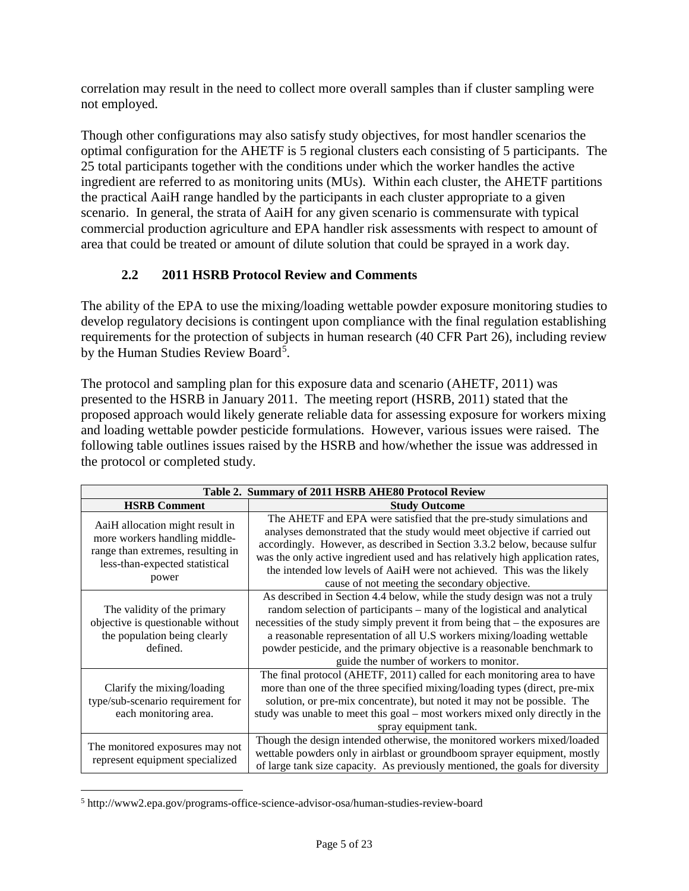correlation may result in the need to collect more overall samples than if cluster sampling were not employed.

Though other configurations may also satisfy study objectives, for most handler scenarios the optimal configuration for the AHETF is 5 regional clusters each consisting of 5 participants. The 25 total participants together with the conditions under which the worker handles the active ingredient are referred to as monitoring units (MUs). Within each cluster, the AHETF partitions the practical AaiH range handled by the participants in each cluster appropriate to a given scenario. In general, the strata of AaiH for any given scenario is commensurate with typical commercial production agriculture and EPA handler risk assessments with respect to amount of area that could be treated or amount of dilute solution that could be sprayed in a work day.

## 2.2 2011 HSRB Protocol Review and Comments

The ability of the EPA to use the mixing/loading wettable powder exposure monitoring studies to develop regulatory decisions is contingent upon compliance with the final regulation establishing requirements for the protection of subjects in human research (40 CFR Part 26), including review by the Human Studies Review Board[5].

The protocol and sampling plan for this exposure data and scenario (AHETF, 2011) was presented to the HSRB in January 2011. The meeting report (HSRB, 2011) stated that the proposed approach would likely generate reliable data for assessing exposure for workers mixing and loading wettable powder pesticide formulations. However, various issues were raised. The following table outlines issues raised by the HSRB and how/whether the issue was addressed in the protocol or completed study.

| Table 2. Summary of 2011 HSRB AHE80 Protocol Review | |
|---|---|
| **HSRB Comment** | **Study Outcome** |
| AaiH allocation might result in more workers handling middle-range than extremes, resulting in less-than-expected statistical power | The AHETF and EPA were satisfied that the pre-study simulations and analyses demonstrated that the study would meet objective if carried out accordingly. However, as described in Section 3.3.2 below, because sulfur was the only active ingredient used and has relatively high application rates, the intended low levels of AaiH were not achieved. This was the likely cause of not meeting the secondary objective. |
| The validity of the primary objective is questionable without the population being clearly defined. | As described in Section 4.4 below, while the study design was not a truly random selection of participants – many of the logistical and analytical necessities of the study simply prevent it from being that – the exposures are a reasonable representation of all U.S workers mixing/loading wettable powder pesticide, and the primary objective is a reasonable benchmark to guide the number of workers to monitor. |
| Clarify the mixing/loading type/sub-scenario requirement for each monitoring area. | The final protocol (AHETF, 2011) called for each monitoring area to have more than one of the three specified mixing/loading types (direct, pre-mix solution, or pre-mix concentrate), but noted it may not be possible. The study was unable to meet this goal – most workers mixed only directly in the spray equipment tank. |
| The monitored exposures may not represent equipment specialized | Though the design intended otherwise, the monitored workers mixed/loaded wettable powders only in airblast or groundboom sprayer equipment, mostly of large tank size capacity. As previously mentioned, the goals for diversity |

[5] http://www2.epa.gov/programs-office-science-advisor-osa/human-studies-review-board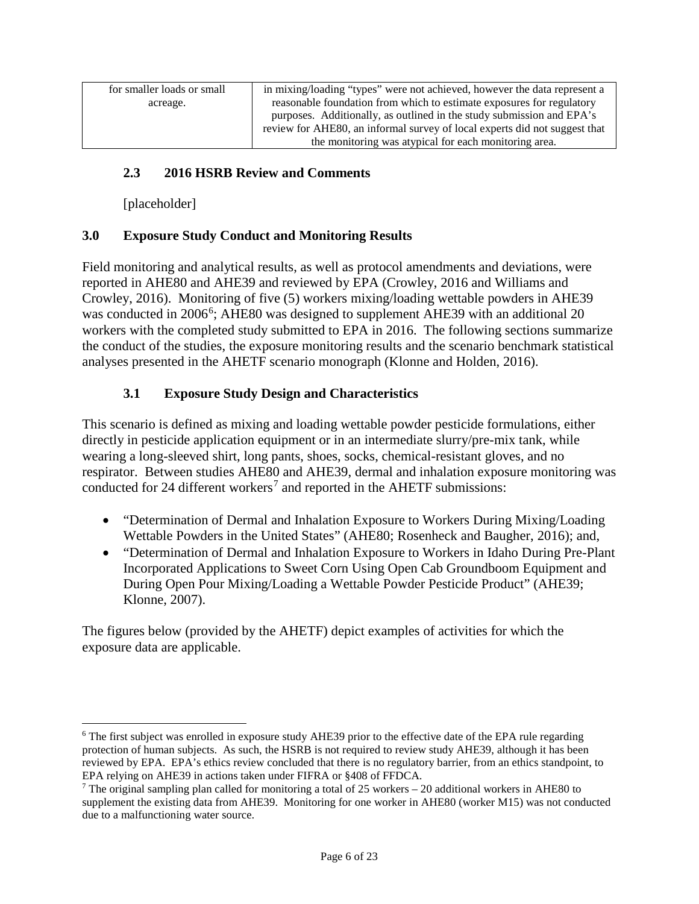| for smaller loads or small acreage. | in mixing/loading "types" were not achieved, however the data represent a reasonable foundation from which to estimate exposures for regulatory purposes. Additionally, as outlined in the study submission and EPA's review for AHE80, an informal survey of local experts did not suggest that the monitoring was atypical for each monitoring area. |
|---|---|

### 2.3 2016 HSRB Review and Comments

[placeholder]

## 3.0 Exposure Study Conduct and Monitoring Results

Field monitoring and analytical results, as well as protocol amendments and deviations, were reported in AHE80 and AHE39 and reviewed by EPA (Crowley, 2016 and Williams and Crowley, 2016). Monitoring of five (5) workers mixing/loading wettable powders in AHE39 was conducted in 2006[6]; AHE80 was designed to supplement AHE39 with an additional 20 workers with the completed study submitted to EPA in 2016. The following sections summarize the conduct of the studies, the exposure monitoring results and the scenario benchmark statistical analyses presented in the AHETF scenario monograph (Klonne and Holden, 2016).

### 3.1 Exposure Study Design and Characteristics

This scenario is defined as mixing and loading wettable powder pesticide formulations, either directly in pesticide application equipment or in an intermediate slurry/pre-mix tank, while wearing a long-sleeved shirt, long pants, shoes, socks, chemical-resistant gloves, and no respirator. Between studies AHE80 and AHE39, dermal and inhalation exposure monitoring was conducted for 24 different workers[7] and reported in the AHETF submissions:

- "Determination of Dermal and Inhalation Exposure to Workers During Mixing/Loading Wettable Powders in the United States" (AHE80; Rosenheck and Baugher, 2016); and,
- "Determination of Dermal and Inhalation Exposure to Workers in Idaho During Pre-Plant Incorporated Applications to Sweet Corn Using Open Cab Groundboom Equipment and During Open Pour Mixing/Loading a Wettable Powder Pesticide Product" (AHE39; Klonne, 2007).

The figures below (provided by the AHETF) depict examples of activities for which the exposure data are applicable.

---

[6] The first subject was enrolled in exposure study AHE39 prior to the effective date of the EPA rule regarding protection of human subjects. As such, the HSRB is not required to review study AHE39, although it has been reviewed by EPA. EPA's ethics review concluded that there is no regulatory barrier, from an ethics standpoint, to EPA relying on AHE39 in actions taken under FIFRA or §408 of FFDCA.

[7] The original sampling plan called for monitoring a total of 25 workers – 20 additional workers in AHE80 to supplement the existing data from AHE39. Monitoring for one worker in AHE80 (worker M15) was not conducted due to a malfunctioning water source.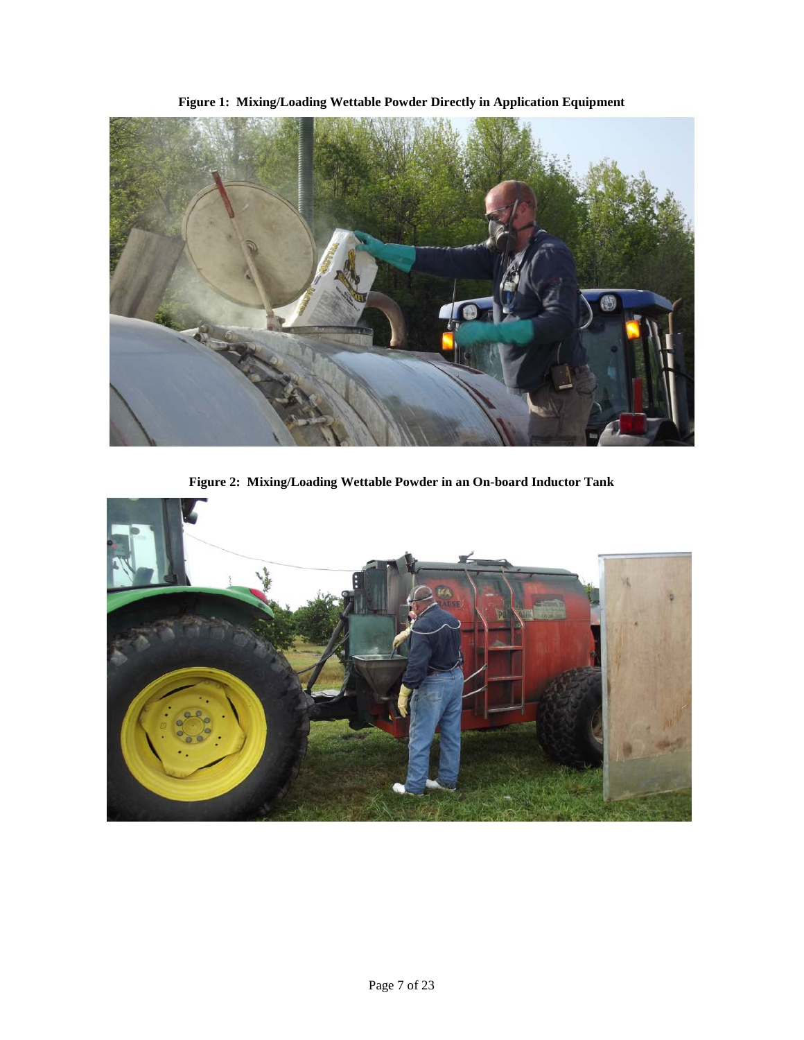**Figure 1: Mixing/Loading Wettable Powder Directly in Application Equipment**

**Figure 2: Mixing/Loading Wettable Powder in an On-board Inductor Tank**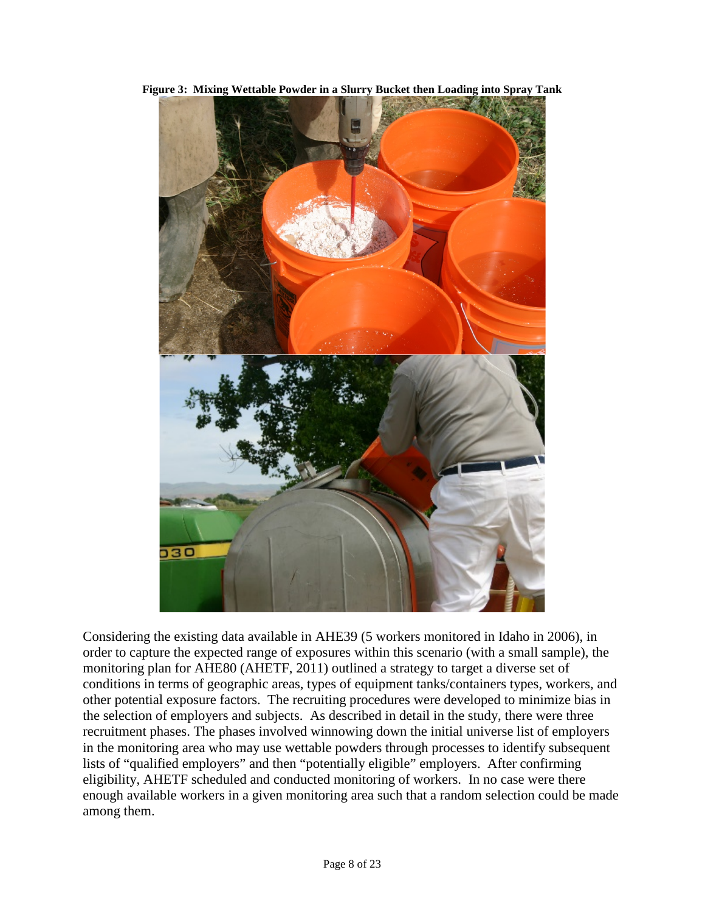**Figure 3: Mixing Wettable Powder in a Slurry Bucket then Loading into Spray Tank**

Considering the existing data available in AHE39 (5 workers monitored in Idaho in 2006), in order to capture the expected range of exposures within this scenario (with a small sample), the monitoring plan for AHE80 (AHETF, 2011) outlined a strategy to target a diverse set of conditions in terms of geographic areas, types of equipment tanks/containers types, workers, and other potential exposure factors. The recruiting procedures were developed to minimize bias in the selection of employers and subjects. As described in detail in the study, there were three recruitment phases. The phases involved winnowing down the initial universe list of employers in the monitoring area who may use wettable powders through processes to identify subsequent lists of "qualified employers" and then "potentially eligible" employers. After confirming eligibility, AHETF scheduled and conducted monitoring of workers. In no case were there enough available workers in a given monitoring area such that a random selection could be made among them.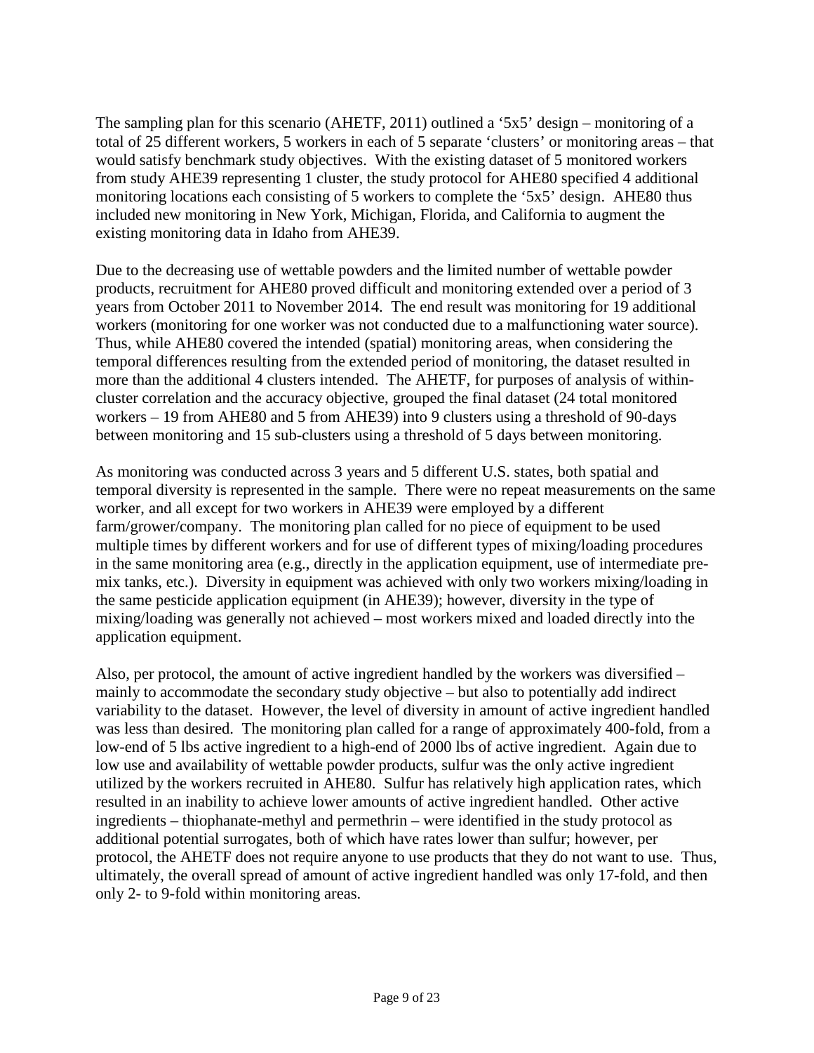The sampling plan for this scenario (AHETF, 2011) outlined a '5x5' design – monitoring of a total of 25 different workers, 5 workers in each of 5 separate 'clusters' or monitoring areas – that would satisfy benchmark study objectives. With the existing dataset of 5 monitored workers from study AHE39 representing 1 cluster, the study protocol for AHE80 specified 4 additional monitoring locations each consisting of 5 workers to complete the '5x5' design. AHE80 thus included new monitoring in New York, Michigan, Florida, and California to augment the existing monitoring data in Idaho from AHE39.

Due to the decreasing use of wettable powders and the limited number of wettable powder products, recruitment for AHE80 proved difficult and monitoring extended over a period of 3 years from October 2011 to November 2014. The end result was monitoring for 19 additional workers (monitoring for one worker was not conducted due to a malfunctioning water source). Thus, while AHE80 covered the intended (spatial) monitoring areas, when considering the temporal differences resulting from the extended period of monitoring, the dataset resulted in more than the additional 4 clusters intended. The AHETF, for purposes of analysis of within-cluster correlation and the accuracy objective, grouped the final dataset (24 total monitored workers – 19 from AHE80 and 5 from AHE39) into 9 clusters using a threshold of 90-days between monitoring and 15 sub-clusters using a threshold of 5 days between monitoring.

As monitoring was conducted across 3 years and 5 different U.S. states, both spatial and temporal diversity is represented in the sample. There were no repeat measurements on the same worker, and all except for two workers in AHE39 were employed by a different farm/grower/company. The monitoring plan called for no piece of equipment to be used multiple times by different workers and for use of different types of mixing/loading procedures in the same monitoring area (e.g., directly in the application equipment, use of intermediate pre-mix tanks, etc.). Diversity in equipment was achieved with only two workers mixing/loading in the same pesticide application equipment (in AHE39); however, diversity in the type of mixing/loading was generally not achieved – most workers mixed and loaded directly into the application equipment.

Also, per protocol, the amount of active ingredient handled by the workers was diversified – mainly to accommodate the secondary study objective – but also to potentially add indirect variability to the dataset. However, the level of diversity in amount of active ingredient handled was less than desired. The monitoring plan called for a range of approximately 400-fold, from a low-end of 5 lbs active ingredient to a high-end of 2000 lbs of active ingredient. Again due to low use and availability of wettable powder products, sulfur was the only active ingredient utilized by the workers recruited in AHE80. Sulfur has relatively high application rates, which resulted in an inability to achieve lower amounts of active ingredient handled. Other active ingredients – thiophanate-methyl and permethrin – were identified in the study protocol as additional potential surrogates, both of which have rates lower than sulfur; however, per protocol, the AHETF does not require anyone to use products that they do not want to use. Thus, ultimately, the overall spread of amount of active ingredient handled was only 17-fold, and then only 2- to 9-fold within monitoring areas.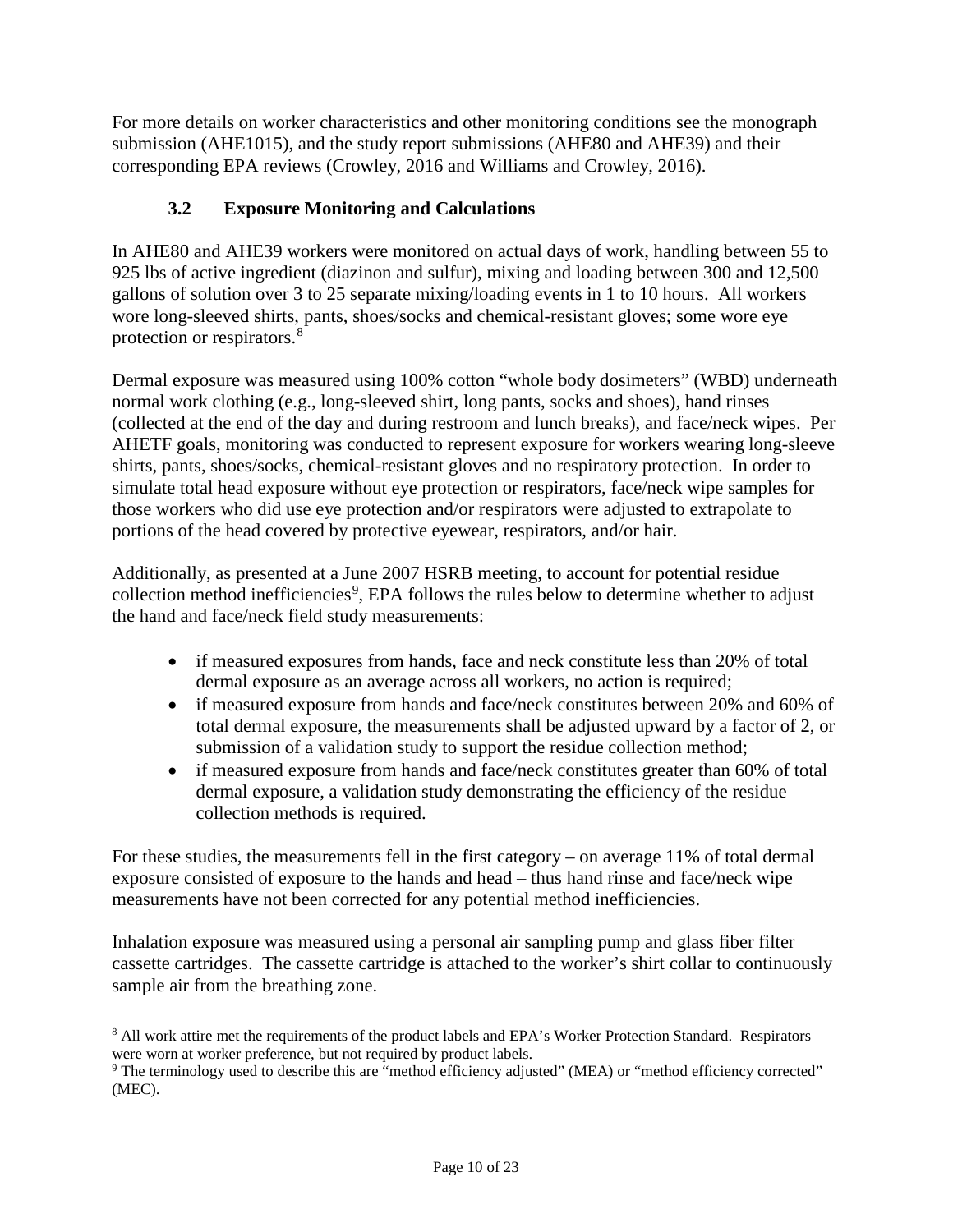For more details on worker characteristics and other monitoring conditions see the monograph submission (AHE1015), and the study report submissions (AHE80 and AHE39) and their corresponding EPA reviews (Crowley, 2016 and Williams and Crowley, 2016).

### 3.2 Exposure Monitoring and Calculations

In AHE80 and AHE39 workers were monitored on actual days of work, handling between 55 to 925 lbs of active ingredient (diazinon and sulfur), mixing and loading between 300 and 12,500 gallons of solution over 3 to 25 separate mixing/loading events in 1 to 10 hours. All workers wore long-sleeved shirts, pants, shoes/socks and chemical-resistant gloves; some wore eye protection or respirators.[8]

Dermal exposure was measured using 100% cotton "whole body dosimeters" (WBD) underneath normal work clothing (e.g., long-sleeved shirt, long pants, socks and shoes), hand rinses (collected at the end of the day and during restroom and lunch breaks), and face/neck wipes. Per AHETF goals, monitoring was conducted to represent exposure for workers wearing long-sleeve shirts, pants, shoes/socks, chemical-resistant gloves and no respiratory protection. In order to simulate total head exposure without eye protection or respirators, face/neck wipe samples for those workers who did use eye protection and/or respirators were adjusted to extrapolate to portions of the head covered by protective eyewear, respirators, and/or hair.

Additionally, as presented at a June 2007 HSRB meeting, to account for potential residue collection method inefficiencies[9], EPA follows the rules below to determine whether to adjust the hand and face/neck field study measurements:

- if measured exposures from hands, face and neck constitute less than 20% of total dermal exposure as an average across all workers, no action is required;
- if measured exposure from hands and face/neck constitutes between 20% and 60% of total dermal exposure, the measurements shall be adjusted upward by a factor of 2, or submission of a validation study to support the residue collection method;
- if measured exposure from hands and face/neck constitutes greater than 60% of total dermal exposure, a validation study demonstrating the efficiency of the residue collection methods is required.

For these studies, the measurements fell in the first category – on average 11% of total dermal exposure consisted of exposure to the hands and head – thus hand rinse and face/neck wipe measurements have not been corrected for any potential method inefficiencies.

Inhalation exposure was measured using a personal air sampling pump and glass fiber filter cassette cartridges. The cassette cartridge is attached to the worker's shirt collar to continuously sample air from the breathing zone.

---

[8] All work attire met the requirements of the product labels and EPA's Worker Protection Standard. Respirators were worn at worker preference, but not required by product labels.

[9] The terminology used to describe this are "method efficiency adjusted" (MEA) or "method efficiency corrected" (MEC).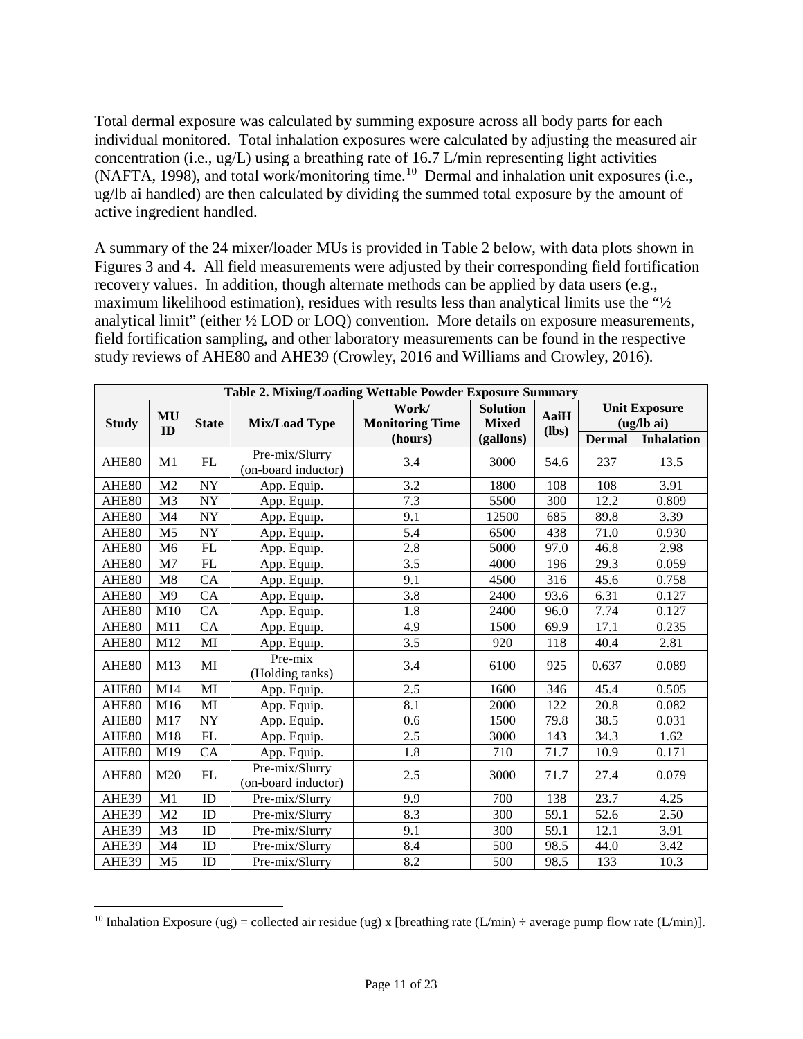Total dermal exposure was calculated by summing exposure across all body parts for each individual monitored. Total inhalation exposures were calculated by adjusting the measured air concentration (i.e., ug/L) using a breathing rate of 16.7 L/min representing light activities (NAFTA, 1998), and total work/monitoring time.[10] Dermal and inhalation unit exposures (i.e., ug/lb ai handled) are then calculated by dividing the summed total exposure by the amount of active ingredient handled.

A summary of the 24 mixer/loader MUs is provided in Table 2 below, with data plots shown in Figures 3 and 4. All field measurements were adjusted by their corresponding field fortification recovery values. In addition, though alternate methods can be applied by data users (e.g., maximum likelihood estimation), residues with results less than analytical limits use the "½ analytical limit" (either ½ LOD or LOQ) convention. More details on exposure measurements, field fortification sampling, and other laboratory measurements can be found in the respective study reviews of AHE80 and AHE39 (Crowley, 2016 and Williams and Crowley, 2016).

**Table 2. Mixing/Loading Wettable Powder Exposure Summary**

| Study | MU ID | State | Mix/Load Type | Work/ Monitoring Time (hours) | Solution Mixed (gallons) | AaiH (lbs) | Unit Exposure (ug/lb ai) | |
|---|---|---|---|---|---|---|---|---|
| | | | | | | | Dermal | Inhalation |
| AHE80 | M1 | FL | Pre-mix/Slurry (on-board inductor) | 3.4 | 3000 | 54.6 | 237 | 13.5 |
| AHE80 | M2 | NY | App. Equip. | 3.2 | 1800 | 108 | 108 | 3.91 |
| AHE80 | M3 | NY | App. Equip. | 7.3 | 5500 | 300 | 12.2 | 0.809 |
| AHE80 | M4 | NY | App. Equip. | 9.1 | 12500 | 685 | 89.8 | 3.39 |
| AHE80 | M5 | NY | App. Equip. | 5.4 | 6500 | 438 | 71.0 | 0.930 |
| AHE80 | M6 | FL | App. Equip. | 2.8 | 5000 | 97.0 | 46.8 | 2.98 |
| AHE80 | M7 | FL | App. Equip. | 3.5 | 4000 | 196 | 29.3 | 0.059 |
| AHE80 | M8 | CA | App. Equip. | 9.1 | 4500 | 316 | 45.6 | 0.758 |
| AHE80 | M9 | CA | App. Equip. | 3.8 | 2400 | 93.6 | 6.31 | 0.127 |
| AHE80 | M10 | CA | App. Equip. | 1.8 | 2400 | 96.0 | 7.74 | 0.127 |
| AHE80 | M11 | CA | App. Equip. | 4.9 | 1500 | 69.9 | 17.1 | 0.235 |
| AHE80 | M12 | MI | App. Equip. | 3.5 | 920 | 118 | 40.4 | 2.81 |
| AHE80 | M13 | MI | Pre-mix (Holding tanks) | 3.4 | 6100 | 925 | 0.637 | 0.089 |
| AHE80 | M14 | MI | App. Equip. | 2.5 | 1600 | 346 | 45.4 | 0.505 |
| AHE80 | M16 | MI | App. Equip. | 8.1 | 2000 | 122 | 20.8 | 0.082 |
| AHE80 | M17 | NY | App. Equip. | 0.6 | 1500 | 79.8 | 38.5 | 0.031 |
| AHE80 | M18 | FL | App. Equip. | 2.5 | 3000 | 143 | 34.3 | 1.62 |
| AHE80 | M19 | CA | App. Equip. | 1.8 | 710 | 71.7 | 10.9 | 0.171 |
| AHE80 | M20 | FL | Pre-mix/Slurry (on-board inductor) | 2.5 | 3000 | 71.7 | 27.4 | 0.079 |
| AHE39 | M1 | ID | Pre-mix/Slurry | 9.9 | 700 | 138 | 23.7 | 4.25 |
| AHE39 | M2 | ID | Pre-mix/Slurry | 8.3 | 300 | 59.1 | 52.6 | 2.50 |
| AHE39 | M3 | ID | Pre-mix/Slurry | 9.1 | 300 | 59.1 | 12.1 | 3.91 |
| AHE39 | M4 | ID | Pre-mix/Slurry | 8.4 | 500 | 98.5 | 44.0 | 3.42 |
| AHE39 | M5 | ID | Pre-mix/Slurry | 8.2 | 500 | 98.5 | 133 | 10.3 |

[10] Inhalation Exposure (ug) = collected air residue (ug) x [breathing rate (L/min) ÷ average pump flow rate (L/min)].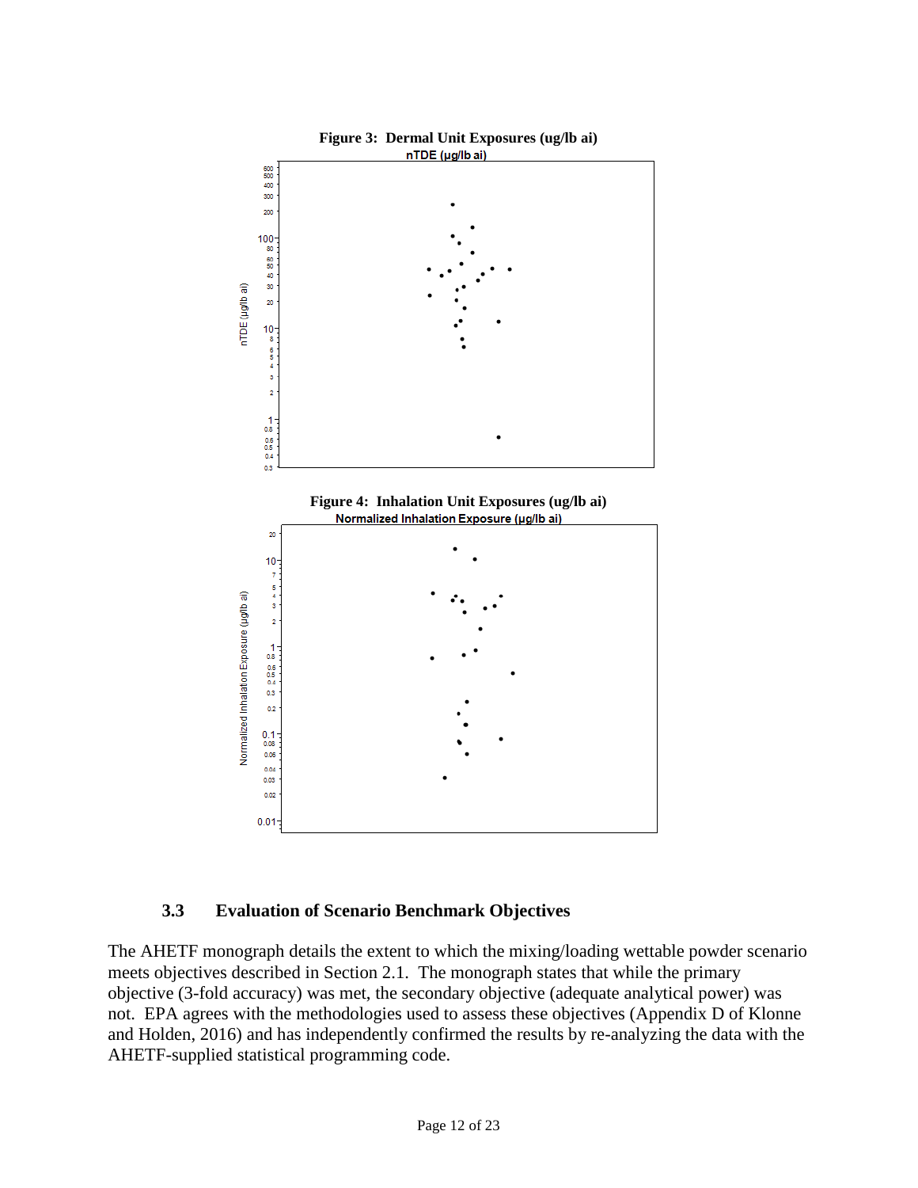**Figure 3: Dermal Unit Exposures (ug/lb ai)**

**Figure 4: Inhalation Unit Exposures (ug/lb ai)**

### 3.3 Evaluation of Scenario Benchmark Objectives

The AHETF monograph details the extent to which the mixing/loading wettable powder scenario meets objectives described in Section 2.1. The monograph states that while the primary objective (3-fold accuracy) was met, the secondary objective (adequate analytical power) was not. EPA agrees with the methodologies used to assess these objectives (Appendix D of Klonne and Holden, 2016) and has independently confirmed the results by re-analyzing the data with the AHETF-supplied statistical programming code.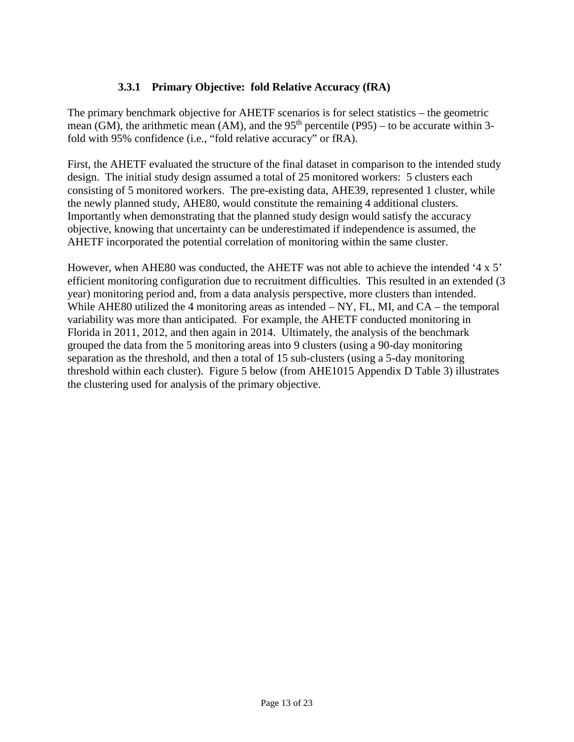### 3.3.1 Primary Objective: fold Relative Accuracy (fRA)

The primary benchmark objective for AHETF scenarios is for select statistics – the geometric mean (GM), the arithmetic mean (AM), and the 95$^{th}$ percentile (P95) – to be accurate within 3-fold with 95% confidence (i.e., "fold relative accuracy" or fRA).

First, the AHETF evaluated the structure of the final dataset in comparison to the intended study design. The initial study design assumed a total of 25 monitored workers: 5 clusters each consisting of 5 monitored workers. The pre-existing data, AHE39, represented 1 cluster, while the newly planned study, AHE80, would constitute the remaining 4 additional clusters. Importantly when demonstrating that the planned study design would satisfy the accuracy objective, knowing that uncertainty can be underestimated if independence is assumed, the AHETF incorporated the potential correlation of monitoring within the same cluster.

However, when AHE80 was conducted, the AHETF was not able to achieve the intended '4 x 5' efficient monitoring configuration due to recruitment difficulties. This resulted in an extended (3 year) monitoring period and, from a data analysis perspective, more clusters than intended. While AHE80 utilized the 4 monitoring areas as intended – NY, FL, MI, and CA – the temporal variability was more than anticipated. For example, the AHETF conducted monitoring in Florida in 2011, 2012, and then again in 2014. Ultimately, the analysis of the benchmark grouped the data from the 5 monitoring areas into 9 clusters (using a 90-day monitoring separation as the threshold, and then a total of 15 sub-clusters (using a 5-day monitoring threshold within each cluster). Figure 5 below (from AHE1015 Appendix D Table 3) illustrates the clustering used for analysis of the primary objective.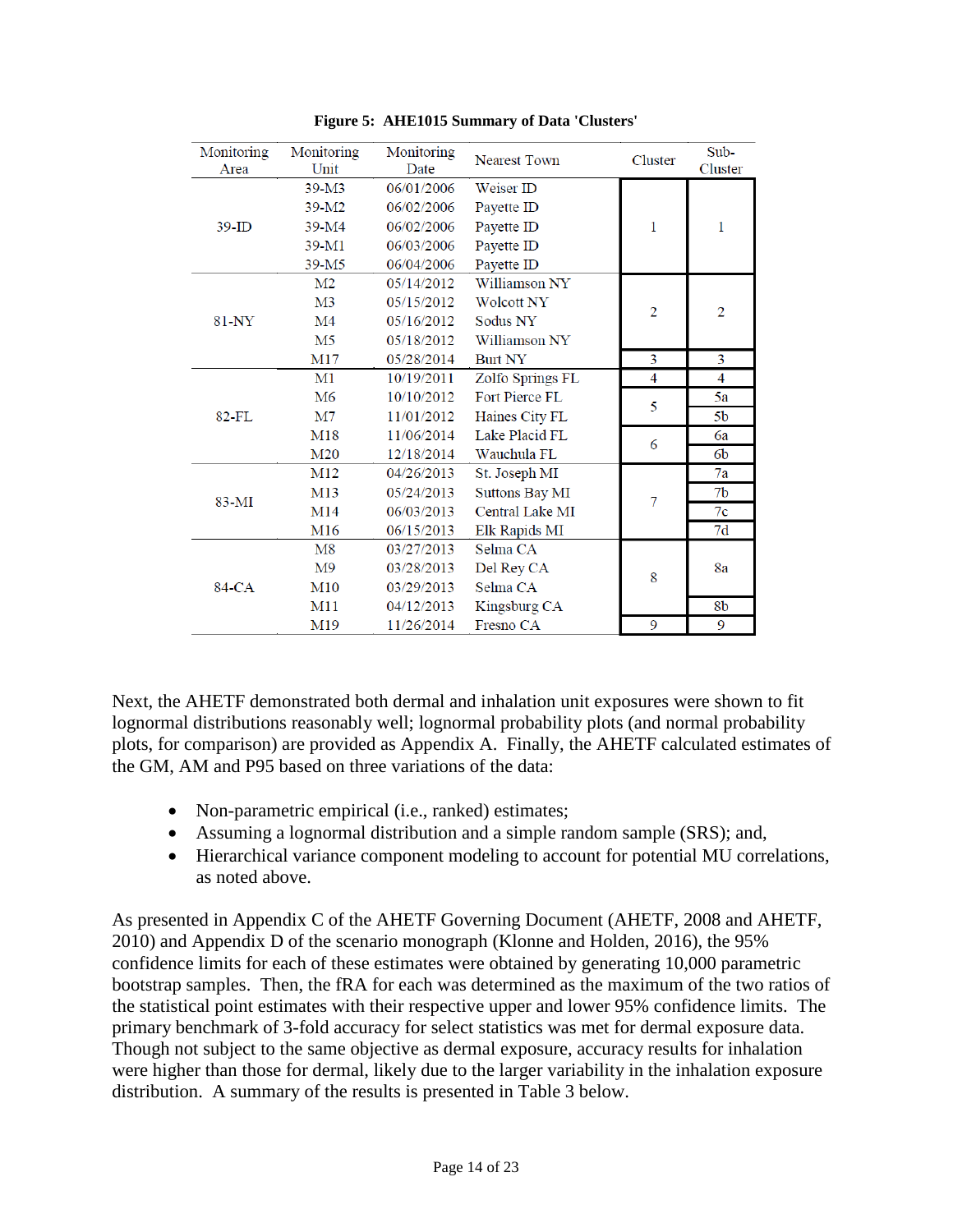**Figure 5: AHE1015 Summary of Data 'Clusters'**

| Monitoring Area | Monitoring Unit | Monitoring Date | Nearest Town | Cluster | Sub-Cluster |
|---|---|---|---|---|---|
| 39-ID | 39-M3 | 06/01/2006 | Weiser ID | 1 | 1 |
| | 39-M2 | 06/02/2006 | Payette ID | | |
| | 39-M4 | 06/02/2006 | Payette ID | | |
| | 39-M1 | 06/03/2006 | Payette ID | | |
| | 39-M5 | 06/04/2006 | Payette ID | | |
| 81-NY | M2 | 05/14/2012 | Williamson NY | 2 | 2 |
| | M3 | 05/15/2012 | Wolcott NY | | |
| | M4 | 05/16/2012 | Sodus NY | | |
| | M5 | 05/18/2012 | Williamson NY | | |
| | M17 | 05/28/2014 | Burt NY | 3 | 3 |
| 82-FL | M1 | 10/19/2011 | Zolfo Springs FL | 4 | 4 |
| | M6 | 10/10/2012 | Fort Pierce FL | 5 | 5a |
| | M7 | 11/01/2012 | Haines City FL | | 5b |
| | M18 | 11/06/2014 | Lake Placid FL | 6 | 6a |
| | M20 | 12/18/2014 | Wauchula FL | | 6b |
| 83-MI | M12 | 04/26/2013 | St. Joseph MI | 7 | 7a |
| | M13 | 05/24/2013 | Suttons Bay MI | | 7b |
| | M14 | 06/03/2013 | Central Lake MI | | 7c |
| | M16 | 06/15/2013 | Elk Rapids MI | | 7d |
| 84-CA | M8 | 03/27/2013 | Selma CA | 8 | 8a |
| | M9 | 03/28/2013 | Del Rey CA | | |
| | M10 | 03/29/2013 | Selma CA | | |
| | M11 | 04/12/2013 | Kingsburg CA | | 8b |
| | M19 | 11/26/2014 | Fresno CA | 9 | 9 |

Next, the AHETF demonstrated both dermal and inhalation unit exposures were shown to fit lognormal distributions reasonably well; lognormal probability plots (and normal probability plots, for comparison) are provided as Appendix A. Finally, the AHETF calculated estimates of the GM, AM and P95 based on three variations of the data:

- Non-parametric empirical (i.e., ranked) estimates;
- Assuming a lognormal distribution and a simple random sample (SRS); and,
- Hierarchical variance component modeling to account for potential MU correlations, as noted above.

As presented in Appendix C of the AHETF Governing Document (AHETF, 2008 and AHETF, 2010) and Appendix D of the scenario monograph (Klonne and Holden, 2016), the 95% confidence limits for each of these estimates were obtained by generating 10,000 parametric bootstrap samples. Then, the fRA for each was determined as the maximum of the two ratios of the statistical point estimates with their respective upper and lower 95% confidence limits. The primary benchmark of 3-fold accuracy for select statistics was met for dermal exposure data. Though not subject to the same objective as dermal exposure, accuracy results for inhalation were higher than those for dermal, likely due to the larger variability in the inhalation exposure distribution. A summary of the results is presented in Table 3 below.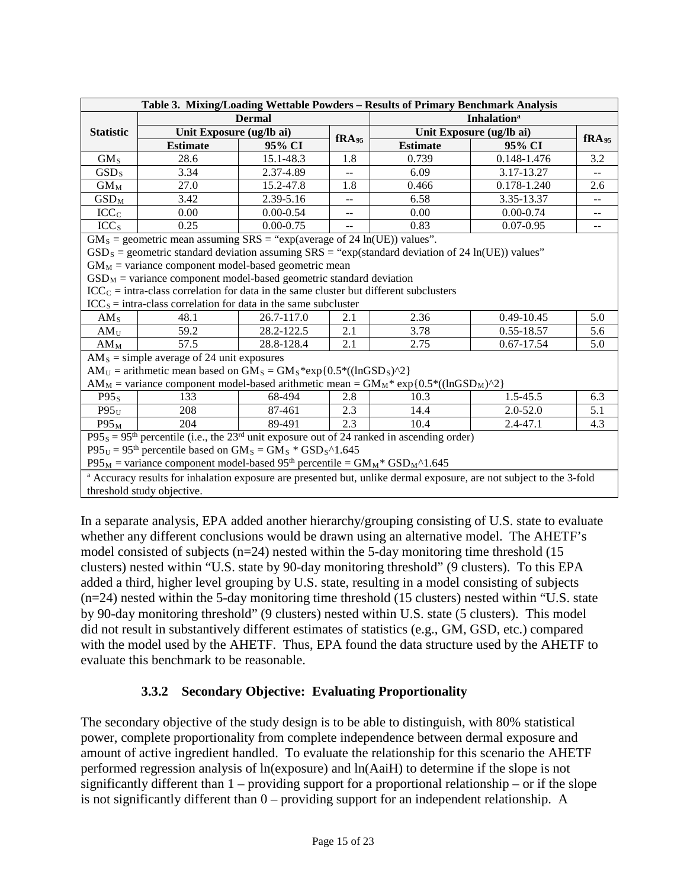| Table 3. Mixing/Loading Wettable Powders – Results of Primary Benchmark Analysis | | | | | | |
|---|---|---|---|---|---|---|
| **Statistic** | **Dermal** | | | **Inhalation**[a] | | |
| | **Unit Exposure (ug/lb ai)** | | **$fRA_{95}$** | **Unit Exposure (ug/lb ai)** | | **$fRA_{95}$** |
| | **Estimate** | **95% CI** | | **Estimate** | **95% CI** | |
| $GM_S$ | 28.6 | 15.1-48.3 | 1.8 | 0.739 | 0.148-1.476 | 3.2 |
| $GSD_S$ | 3.34 | 2.37-4.89 | -- | 6.09 | 3.17-13.27 | -- |
| $GM_M$ | 27.0 | 15.2-47.8 | 1.8 | 0.466 | 0.178-1.240 | 2.6 |
| $GSD_M$ | 3.42 | 2.39-5.16 | -- | 6.58 | 3.35-13.37 | -- |
| $ICC_C$ | 0.00 | 0.00-0.54 | -- | 0.00 | 0.00-0.74 | -- |
| $ICC_S$ | 0.25 | 0.00-0.75 | -- | 0.83 | 0.07-0.95 | -- |
| $GM_S$ = geometric mean assuming SRS = "exp(average of 24 ln(UE)) values". $GSD_S$ = geometric standard deviation assuming SRS = "exp(standard deviation of 24 ln(UE)) values" $GM_M$ = variance component model-based geometric mean $GSD_M$ = variance component model-based geometric standard deviation $ICC_C$ = intra-class correlation for data in the same cluster but different subclusters $ICC_S$ = intra-class correlation for data in the same subcluster | | | | | | |
| $AM_S$ | 48.1 | 26.7-117.0 | 2.1 | 2.36 | 0.49-10.45 | 5.0 |
| $AM_U$ | 59.2 | 28.2-122.5 | 2.1 | 3.78 | 0.55-18.57 | 5.6 |
| $AM_M$ | 57.5 | 28.8-128.4 | 2.1 | 2.75 | 0.67-17.54 | 5.0 |
| $AM_S$ = simple average of 24 unit exposures $AM_U$ = arithmetic mean based on $GM_S = GM_S*\exp\{0.5*((\ln GSD_S)^2\}$ $AM_M$ = variance component model-based arithmetic mean = $GM_M*\exp\{0.5*((\ln GSD_M)^2\}$ | | | | | | |
| $P95_S$ | 133 | 68-494 | 2.8 | 10.3 | 1.5-45.5 | 6.3 |
| $P95_U$ | 208 | 87-461 | 2.3 | 14.4 | 2.0-52.0 | 5.1 |
| $P95_M$ | 204 | 89-491 | 2.3 | 10.4 | 2.4-47.1 | 4.3 |
| $P95_S$ = 95th percentile (i.e., the 23rd unit exposure out of 24 ranked in ascending order) $P95_U$ = 95th percentile based on $GM_S = GM_S * GSD_S$^1.645 $P95_M$ = variance component model-based 95th percentile = $GM_M* GSD_M$^1.645 | | | | | | |
| [a] Accuracy results for inhalation exposure are presented but, unlike dermal exposure, are not subject to the 3-fold threshold study objective. | | | | | | |

In a separate analysis, EPA added another hierarchy/grouping consisting of U.S. state to evaluate whether any different conclusions would be drawn using an alternative model. The AHETF's model consisted of subjects (n=24) nested within the 5-day monitoring time threshold (15 clusters) nested within "U.S. state by 90-day monitoring threshold" (9 clusters). To this EPA added a third, higher level grouping by U.S. state, resulting in a model consisting of subjects (n=24) nested within the 5-day monitoring time threshold (15 clusters) nested within "U.S. state by 90-day monitoring threshold" (9 clusters) nested within U.S. state (5 clusters). This model did not result in substantively different estimates of statistics (e.g., GM, GSD, etc.) compared with the model used by the AHETF. Thus, EPA found the data structure used by the AHETF to evaluate this benchmark to be reasonable.

### 3.3.2 Secondary Objective: Evaluating Proportionality

The secondary objective of the study design is to be able to distinguish, with 80% statistical power, complete proportionality from complete independence between dermal exposure and amount of active ingredient handled. To evaluate the relationship for this scenario the AHETF performed regression analysis of ln(exposure) and ln(AaiH) to determine if the slope is not significantly different than 1 – providing support for a proportional relationship – or if the slope is not significantly different than 0 – providing support for an independent relationship. A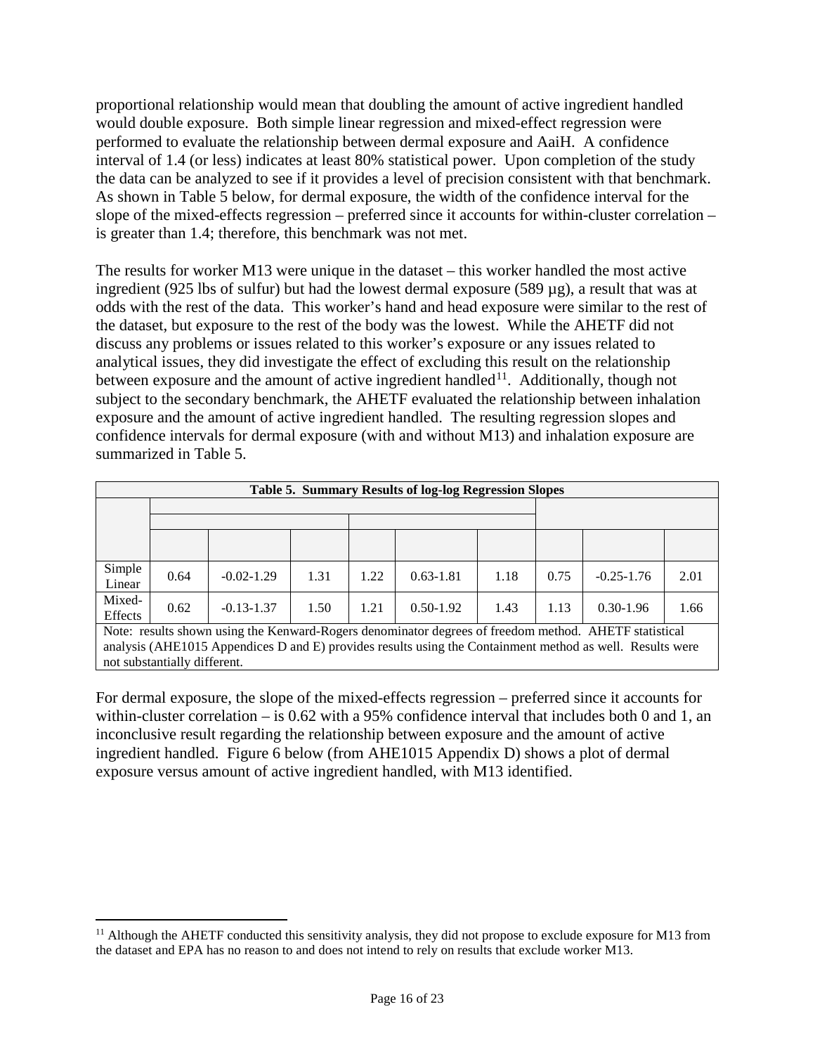proportional relationship would mean that doubling the amount of active ingredient handled would double exposure. Both simple linear regression and mixed-effect regression were performed to evaluate the relationship between dermal exposure and AaiH. A confidence interval of 1.4 (or less) indicates at least 80% statistical power. Upon completion of the study the data can be analyzed to see if it provides a level of precision consistent with that benchmark. As shown in Table 5 below, for dermal exposure, the width of the confidence interval for the slope of the mixed-effects regression – preferred since it accounts for within-cluster correlation – is greater than 1.4; therefore, this benchmark was not met.

The results for worker M13 were unique in the dataset – this worker handled the most active ingredient (925 lbs of sulfur) but had the lowest dermal exposure (589 µg), a result that was at odds with the rest of the data. This worker's hand and head exposure were similar to the rest of the dataset, but exposure to the rest of the body was the lowest. While the AHETF did not discuss any problems or issues related to this worker's exposure or any issues related to analytical issues, they did investigate the effect of excluding this result on the relationship between exposure and the amount of active ingredient handled[11]. Additionally, though not subject to the secondary benchmark, the AHETF evaluated the relationship between inhalation exposure and the amount of active ingredient handled. The resulting regression slopes and confidence intervals for dermal exposure (with and without M13) and inhalation exposure are summarized in Table 5.

**Table 5. Summary Results of log-log Regression Slopes**

| | | | | | | | | | |
|---|---|---|---|---|---|---|---|---|---|
| Simple Linear | 0.64 | -0.02-1.29 | 1.31 | 1.22 | 0.63-1.81 | 1.18 | 0.75 | -0.25-1.76 | 2.01 |
| Mixed-Effects | 0.62 | -0.13-1.37 | 1.50 | 1.21 | 0.50-1.92 | 1.43 | 1.13 | 0.30-1.96 | 1.66 |

Note: results shown using the Kenward-Rogers denominator degrees of freedom method. AHETF statistical analysis (AHE1015 Appendices D and E) provides results using the Containment method as well. Results were not substantially different.

For dermal exposure, the slope of the mixed-effects regression – preferred since it accounts for within-cluster correlation – is 0.62 with a 95% confidence interval that includes both 0 and 1, an inconclusive result regarding the relationship between exposure and the amount of active ingredient handled. Figure 6 below (from AHE1015 Appendix D) shows a plot of dermal exposure versus amount of active ingredient handled, with M13 identified.

[11] Although the AHETF conducted this sensitivity analysis, they did not propose to exclude exposure for M13 from the dataset and EPA has no reason to and does not intend to rely on results that exclude worker M13.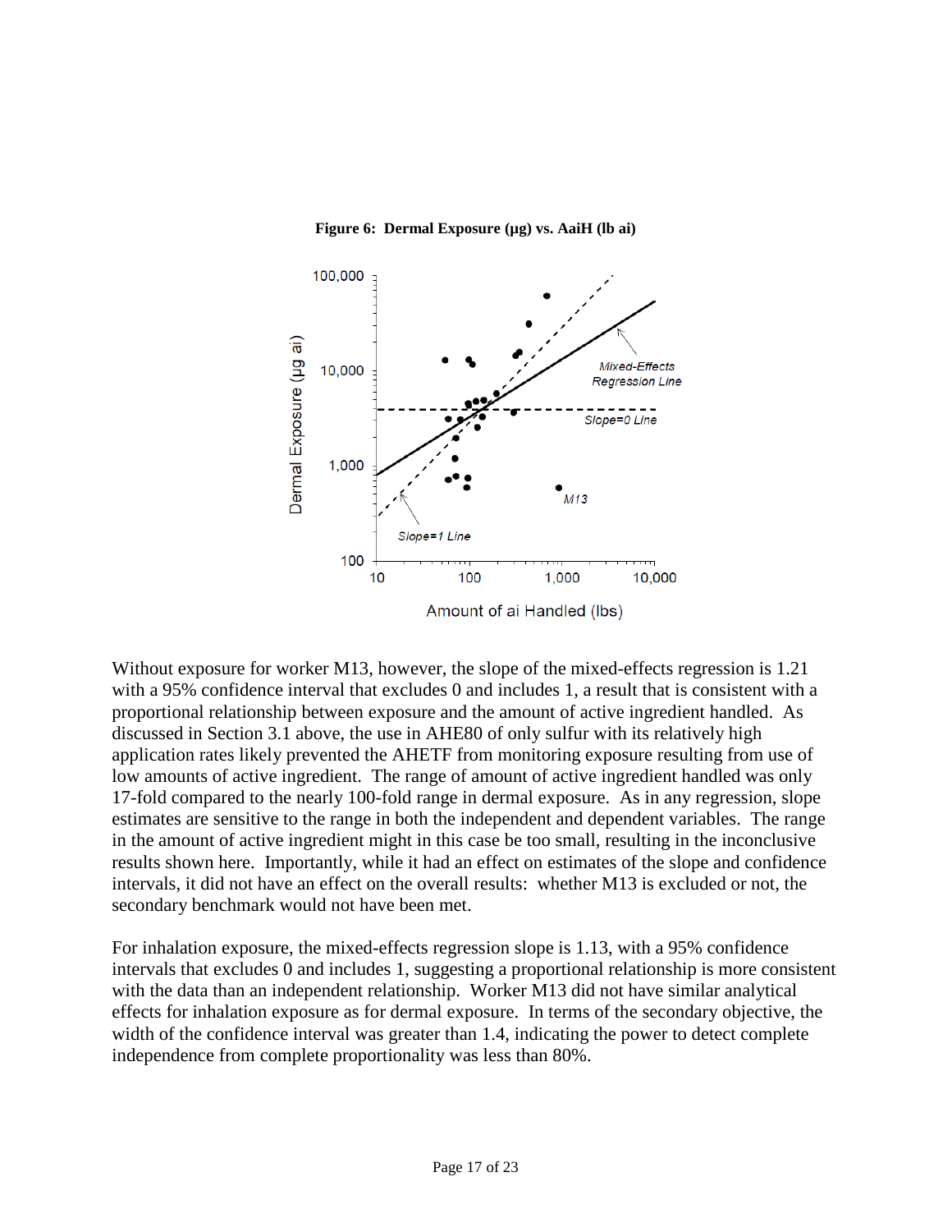**Figure 6: Dermal Exposure (μg) vs. AaiH (lb ai)**

Without exposure for worker M13, however, the slope of the mixed-effects regression is 1.21 with a 95% confidence interval that excludes 0 and includes 1, a result that is consistent with a proportional relationship between exposure and the amount of active ingredient handled. As discussed in Section 3.1 above, the use in AHE80 of only sulfur with its relatively high application rates likely prevented the AHETF from monitoring exposure resulting from use of low amounts of active ingredient. The range of amount of active ingredient handled was only 17-fold compared to the nearly 100-fold range in dermal exposure. As in any regression, slope estimates are sensitive to the range in both the independent and dependent variables. The range in the amount of active ingredient might in this case be too small, resulting in the inconclusive results shown here. Importantly, while it had an effect on estimates of the slope and confidence intervals, it did not have an effect on the overall results: whether M13 is excluded or not, the secondary benchmark would not have been met.

For inhalation exposure, the mixed-effects regression slope is 1.13, with a 95% confidence intervals that excludes 0 and includes 1, suggesting a proportional relationship is more consistent with the data than an independent relationship. Worker M13 did not have similar analytical effects for inhalation exposure as for dermal exposure. In terms of the secondary objective, the width of the confidence interval was greater than 1.4, indicating the power to detect complete independence from complete proportionality was less than 80%.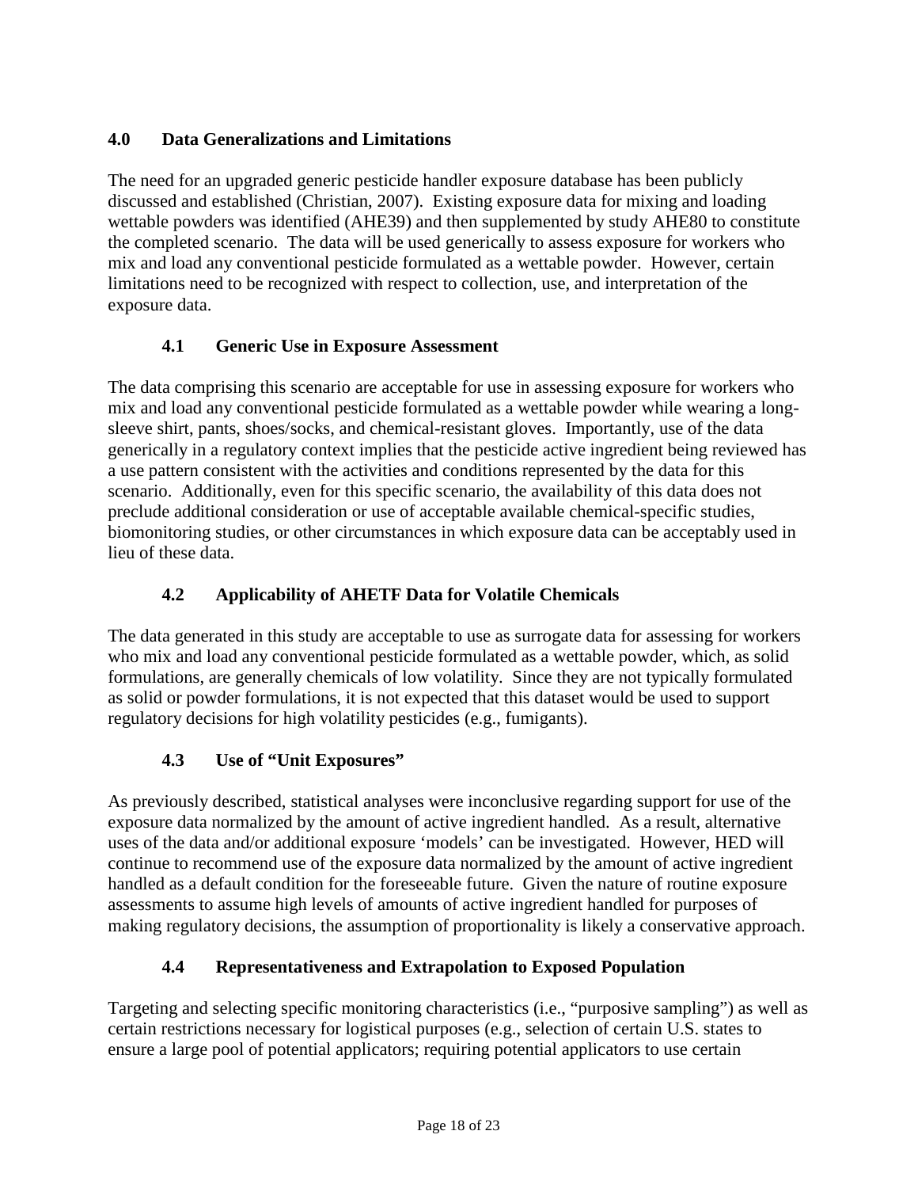## 4.0 Data Generalizations and Limitations

The need for an upgraded generic pesticide handler exposure database has been publicly discussed and established (Christian, 2007). Existing exposure data for mixing and loading wettable powders was identified (AHE39) and then supplemented by study AHE80 to constitute the completed scenario. The data will be used generically to assess exposure for workers who mix and load any conventional pesticide formulated as a wettable powder. However, certain limitations need to be recognized with respect to collection, use, and interpretation of the exposure data.

### 4.1 Generic Use in Exposure Assessment

The data comprising this scenario are acceptable for use in assessing exposure for workers who mix and load any conventional pesticide formulated as a wettable powder while wearing a long-sleeve shirt, pants, shoes/socks, and chemical-resistant gloves. Importantly, use of the data generically in a regulatory context implies that the pesticide active ingredient being reviewed has a use pattern consistent with the activities and conditions represented by the data for this scenario. Additionally, even for this specific scenario, the availability of this data does not preclude additional consideration or use of acceptable available chemical-specific studies, biomonitoring studies, or other circumstances in which exposure data can be acceptably used in lieu of these data.

### 4.2 Applicability of AHETF Data for Volatile Chemicals

The data generated in this study are acceptable to use as surrogate data for assessing for workers who mix and load any conventional pesticide formulated as a wettable powder, which, as solid formulations, are generally chemicals of low volatility. Since they are not typically formulated as solid or powder formulations, it is not expected that this dataset would be used to support regulatory decisions for high volatility pesticides (e.g., fumigants).

### 4.3 Use of "Unit Exposures"

As previously described, statistical analyses were inconclusive regarding support for use of the exposure data normalized by the amount of active ingredient handled. As a result, alternative uses of the data and/or additional exposure 'models' can be investigated. However, HED will continue to recommend use of the exposure data normalized by the amount of active ingredient handled as a default condition for the foreseeable future. Given the nature of routine exposure assessments to assume high levels of amounts of active ingredient handled for purposes of making regulatory decisions, the assumption of proportionality is likely a conservative approach.

### 4.4 Representativeness and Extrapolation to Exposed Population

Targeting and selecting specific monitoring characteristics (i.e., "purposive sampling") as well as certain restrictions necessary for logistical purposes (e.g., selection of certain U.S. states to ensure a large pool of potential applicators; requiring potential applicators to use certain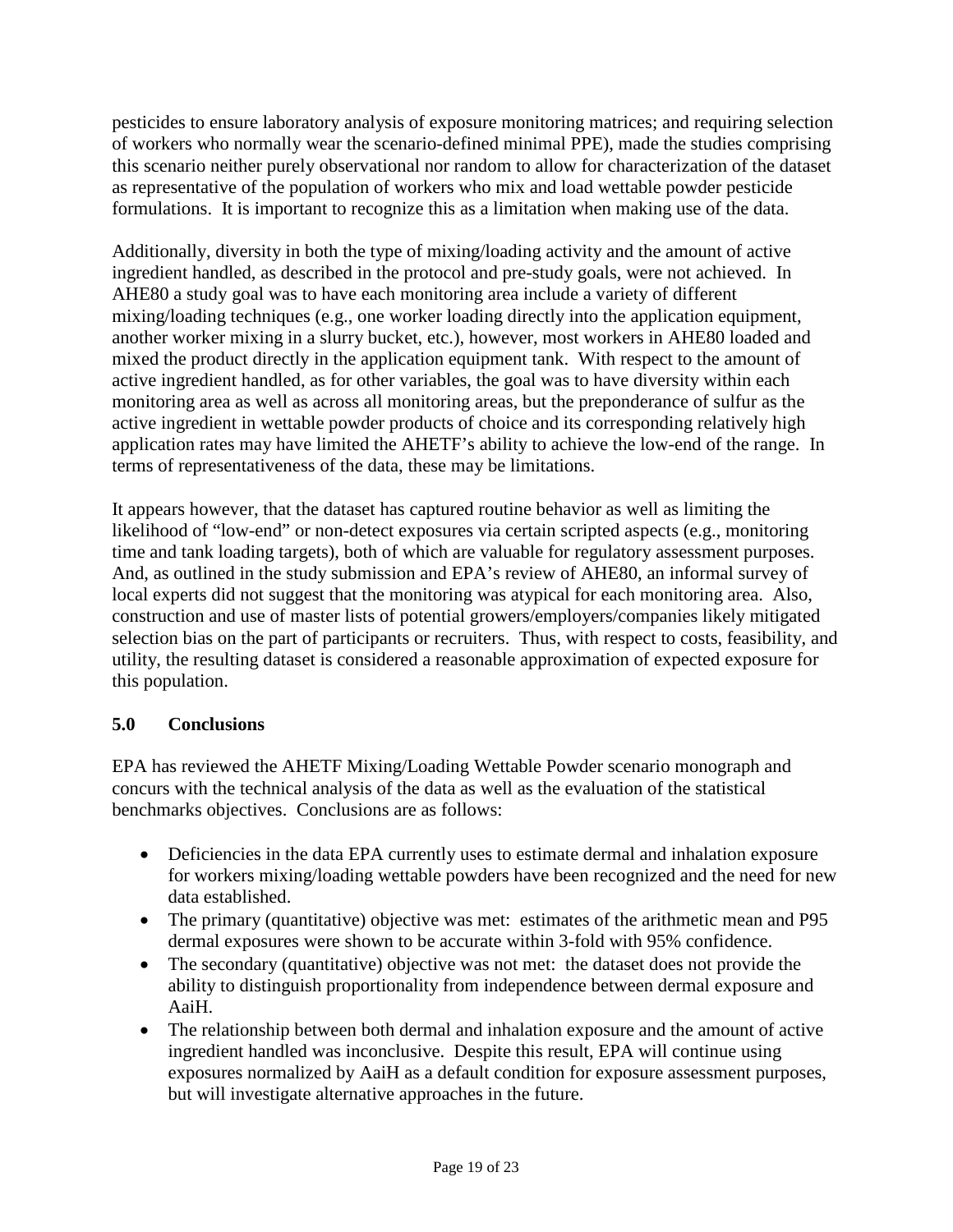pesticides to ensure laboratory analysis of exposure monitoring matrices; and requiring selection of workers who normally wear the scenario-defined minimal PPE), made the studies comprising this scenario neither purely observational nor random to allow for characterization of the dataset as representative of the population of workers who mix and load wettable powder pesticide formulations. It is important to recognize this as a limitation when making use of the data.

Additionally, diversity in both the type of mixing/loading activity and the amount of active ingredient handled, as described in the protocol and pre-study goals, were not achieved. In AHE80 a study goal was to have each monitoring area include a variety of different mixing/loading techniques (e.g., one worker loading directly into the application equipment, another worker mixing in a slurry bucket, etc.), however, most workers in AHE80 loaded and mixed the product directly in the application equipment tank. With respect to the amount of active ingredient handled, as for other variables, the goal was to have diversity within each monitoring area as well as across all monitoring areas, but the preponderance of sulfur as the active ingredient in wettable powder products of choice and its corresponding relatively high application rates may have limited the AHETF's ability to achieve the low-end of the range. In terms of representativeness of the data, these may be limitations.

It appears however, that the dataset has captured routine behavior as well as limiting the likelihood of "low-end" or non-detect exposures via certain scripted aspects (e.g., monitoring time and tank loading targets), both of which are valuable for regulatory assessment purposes. And, as outlined in the study submission and EPA's review of AHE80, an informal survey of local experts did not suggest that the monitoring was atypical for each monitoring area. Also, construction and use of master lists of potential growers/employers/companies likely mitigated selection bias on the part of participants or recruiters. Thus, with respect to costs, feasibility, and utility, the resulting dataset is considered a reasonable approximation of expected exposure for this population.

## 5.0 Conclusions

EPA has reviewed the AHETF Mixing/Loading Wettable Powder scenario monograph and concurs with the technical analysis of the data as well as the evaluation of the statistical benchmarks objectives. Conclusions are as follows:

- Deficiencies in the data EPA currently uses to estimate dermal and inhalation exposure for workers mixing/loading wettable powders have been recognized and the need for new data established.
- The primary (quantitative) objective was met: estimates of the arithmetic mean and P95 dermal exposures were shown to be accurate within 3-fold with 95% confidence.
- The secondary (quantitative) objective was not met: the dataset does not provide the ability to distinguish proportionality from independence between dermal exposure and AaiH.
- The relationship between both dermal and inhalation exposure and the amount of active ingredient handled was inconclusive. Despite this result, EPA will continue using exposures normalized by AaiH as a default condition for exposure assessment purposes, but will investigate alternative approaches in the future.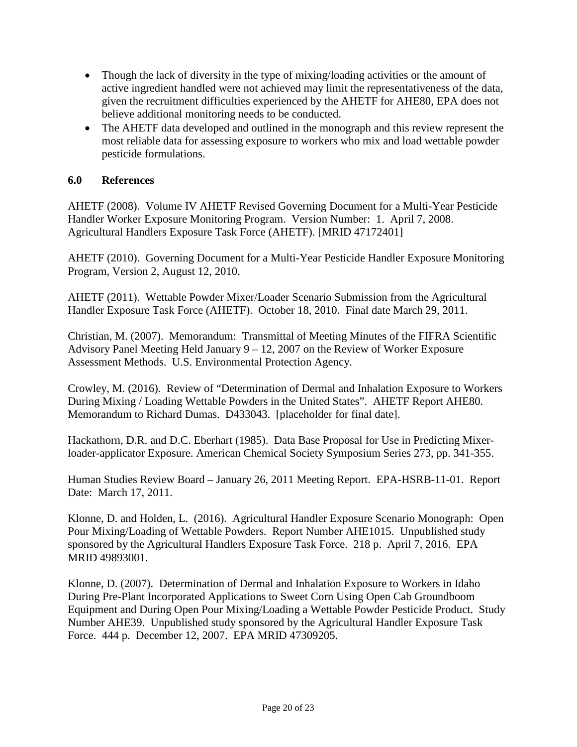- Though the lack of diversity in the type of mixing/loading activities or the amount of active ingredient handled were not achieved may limit the representativeness of the data, given the recruitment difficulties experienced by the AHETF for AHE80, EPA does not believe additional monitoring needs to be conducted.
- The AHETF data developed and outlined in the monograph and this review represent the most reliable data for assessing exposure to workers who mix and load wettable powder pesticide formulations.

## 6.0 References

AHETF (2008). Volume IV AHETF Revised Governing Document for a Multi-Year Pesticide Handler Worker Exposure Monitoring Program. Version Number: 1. April 7, 2008. Agricultural Handlers Exposure Task Force (AHETF). [MRID 47172401]

AHETF (2010). Governing Document for a Multi-Year Pesticide Handler Exposure Monitoring Program, Version 2, August 12, 2010.

AHETF (2011). Wettable Powder Mixer/Loader Scenario Submission from the Agricultural Handler Exposure Task Force (AHETF). October 18, 2010. Final date March 29, 2011.

Christian, M. (2007). Memorandum: Transmittal of Meeting Minutes of the FIFRA Scientific Advisory Panel Meeting Held January 9 – 12, 2007 on the Review of Worker Exposure Assessment Methods. U.S. Environmental Protection Agency.

Crowley, M. (2016). Review of "Determination of Dermal and Inhalation Exposure to Workers During Mixing / Loading Wettable Powders in the United States". AHETF Report AHE80. Memorandum to Richard Dumas. D433043. [placeholder for final date].

Hackathorn, D.R. and D.C. Eberhart (1985). Data Base Proposal for Use in Predicting Mixer-loader-applicator Exposure. American Chemical Society Symposium Series 273, pp. 341-355.

Human Studies Review Board – January 26, 2011 Meeting Report. EPA-HSRB-11-01. Report Date: March 17, 2011.

Klonne, D. and Holden, L. (2016). Agricultural Handler Exposure Scenario Monograph: Open Pour Mixing/Loading of Wettable Powders. Report Number AHE1015. Unpublished study sponsored by the Agricultural Handlers Exposure Task Force. 218 p. April 7, 2016. EPA MRID 49893001.

Klonne, D. (2007). Determination of Dermal and Inhalation Exposure to Workers in Idaho During Pre-Plant Incorporated Applications to Sweet Corn Using Open Cab Groundboom Equipment and During Open Pour Mixing/Loading a Wettable Powder Pesticide Product. Study Number AHE39. Unpublished study sponsored by the Agricultural Handler Exposure Task Force. 444 p. December 12, 2007. EPA MRID 47309205.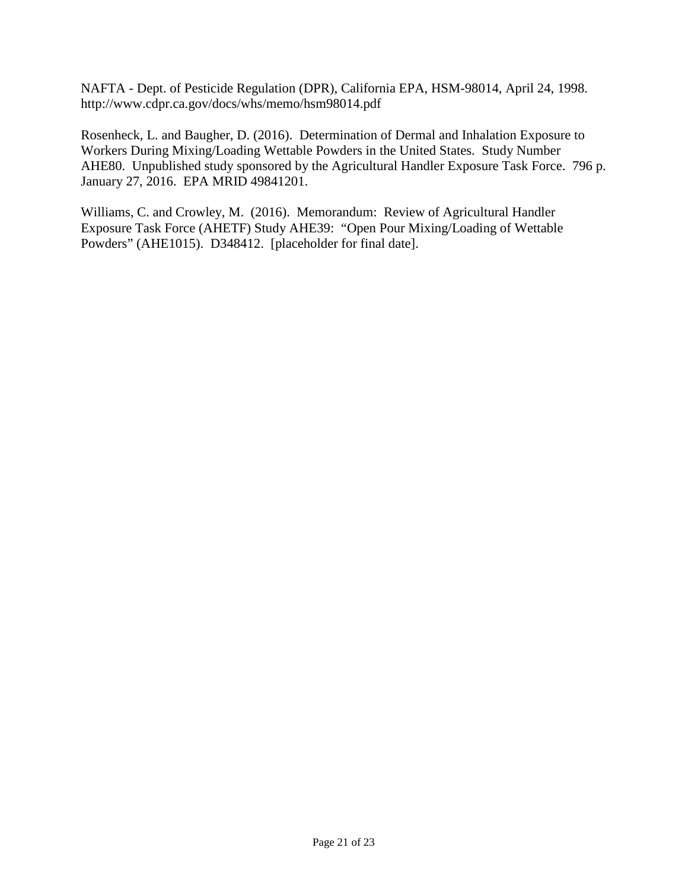NAFTA - Dept. of Pesticide Regulation (DPR), California EPA, HSM-98014, April 24, 1998. http://www.cdpr.ca.gov/docs/whs/memo/hsm98014.pdf

Rosenheck, L. and Baugher, D. (2016). Determination of Dermal and Inhalation Exposure to Workers During Mixing/Loading Wettable Powders in the United States. Study Number AHE80. Unpublished study sponsored by the Agricultural Handler Exposure Task Force. 796 p. January 27, 2016. EPA MRID 49841201.

Williams, C. and Crowley, M. (2016). Memorandum: Review of Agricultural Handler Exposure Task Force (AHETF) Study AHE39: "Open Pour Mixing/Loading of Wettable Powders" (AHE1015). D348412. [placeholder for final date].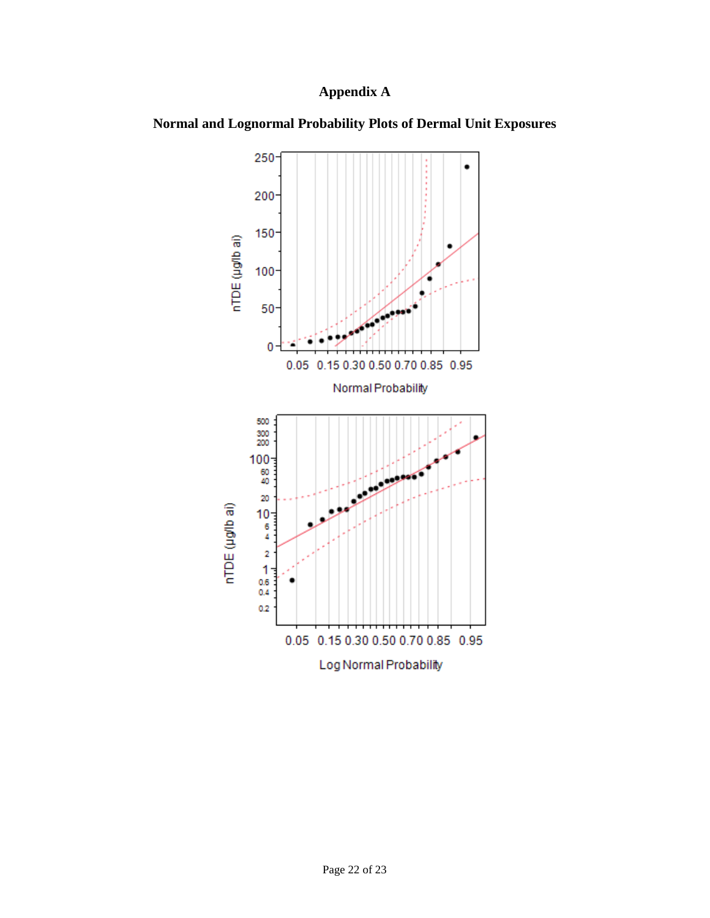# Appendix A

## Normal and Lognormal Probability Plots of Dermal Unit Exposures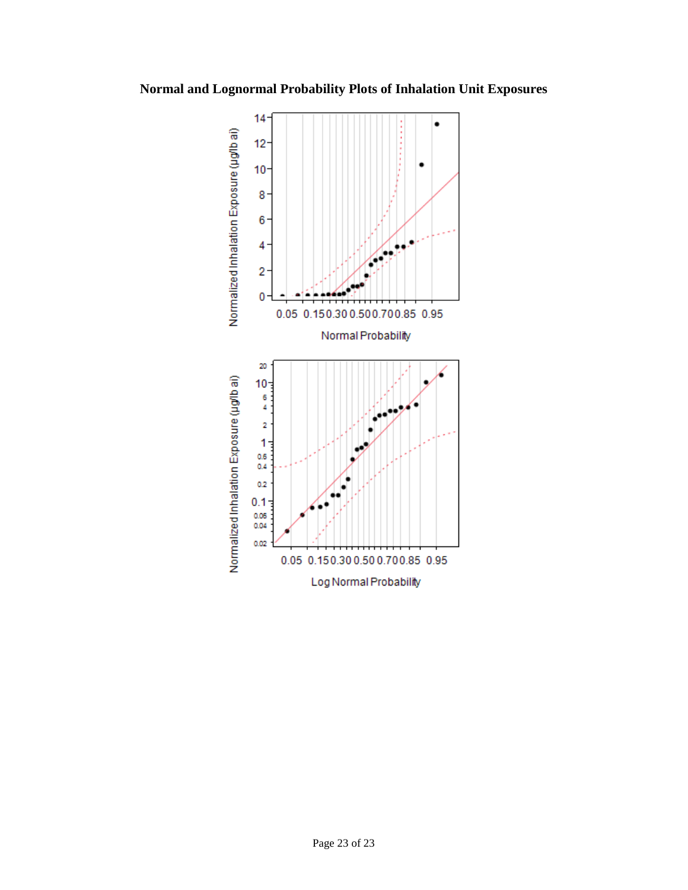**Normal and Lognormal Probability Plots of Inhalation Unit Exposures**

Normalized Inhalation Exposure (µg/lb ai)

14
12
10
8
6
4
2
0

0.05 0.15 0.30 0.50 0.70 0.85 0.95

Normal Probability

Normalized Inhalation Exposure (µg/lb ai)

20
10
6
4
2
1
0.6
0.4
0.2
0.1
0.06
0.04
0.02

0.05 0.15 0.30 0.50 0.70 0.85 0.95

Log Normal Probability